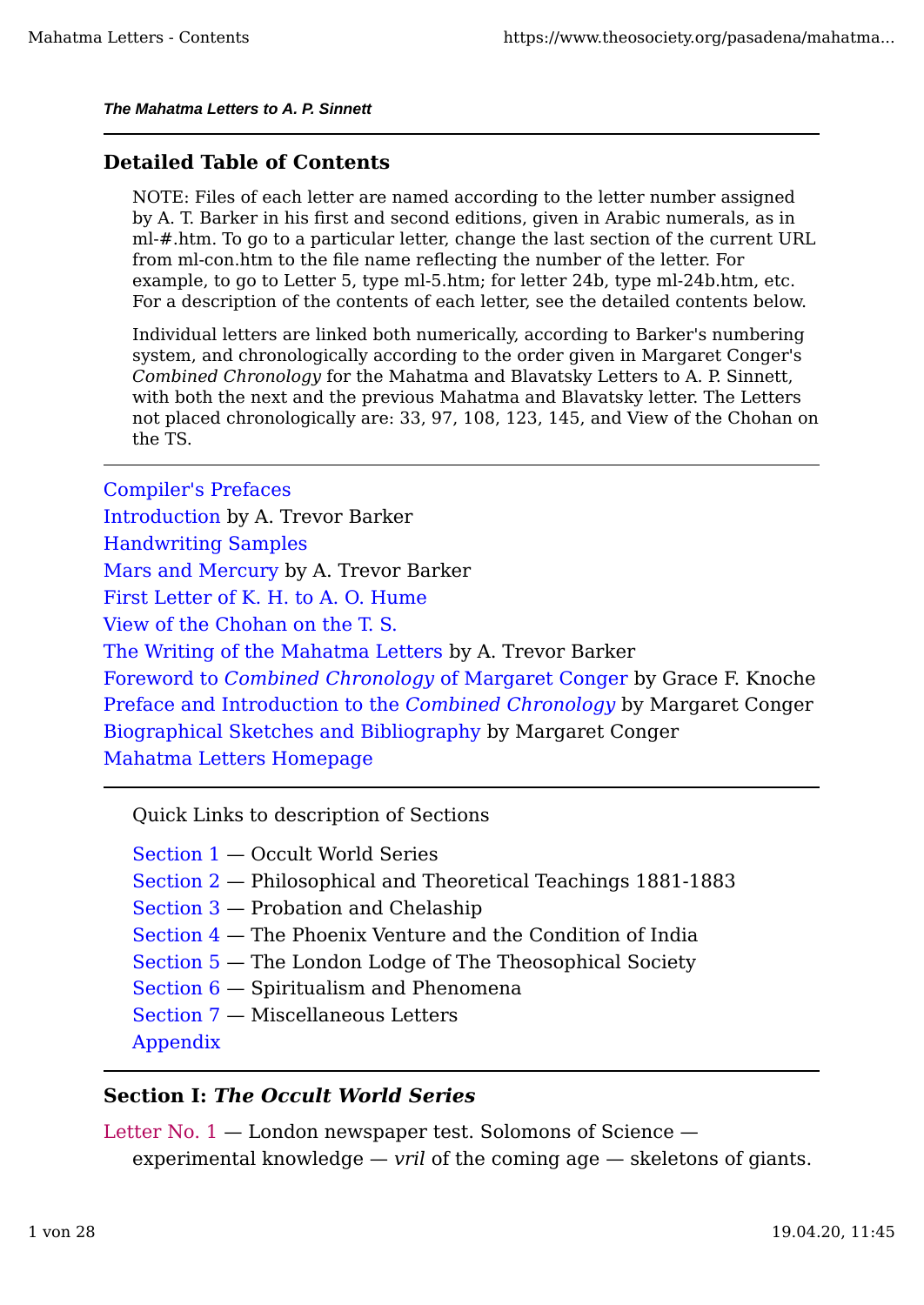***The Mahatma Letters to A. P. Sinnett***

---

### Detailed Table of Contents

> NOTE: Files of each letter are named according to the letter number assigned by A. T. Barker in his first and second editions, given in Arabic numerals, as in ml-#.htm. To go to a particular letter, change the last section of the current URL from ml-con.htm to the file name reflecting the number of the letter. For example, to go to Letter 5, type ml-5.htm; for letter 24b, type ml-24b.htm, etc. For a description of the contents of each letter, see the detailed contents below.
>
> Individual letters are linked both numerically, according to Barker's numbering system, and chronologically according to the order given in Margaret Conger's *Combined Chronology* for the Mahatma and Blavatsky Letters to A. P. Sinnett, with both the next and the previous Mahatma and Blavatsky letter. The Letters not placed chronologically are: 33, 97, 108, 123, 145, and View of the Chohan on the TS.

---

Compiler's Prefaces
Introduction by A. Trevor Barker
Handwriting Samples
Mars and Mercury by A. Trevor Barker
First Letter of K. H. to A. O. Hume
View of the Chohan on the T. S.
The Writing of the Mahatma Letters by A. Trevor Barker
Foreword to *Combined Chronology* of Margaret Conger by Grace F. Knoche
Preface and Introduction to the *Combined Chronology* by Margaret Conger
Biographical Sketches and Bibliography by Margaret Conger
Mahatma Letters Homepage

---

Quick Links to description of Sections

- Section 1 — Occult World Series
- Section 2 — Philosophical and Theoretical Teachings 1881-1883
- Section 3 — Probation and Chelaship
- Section 4 — The Phoenix Venture and the Condition of India
- Section 5 — The London Lodge of The Theosophical Society
- Section 6 — Spiritualism and Phenomena
- Section 7 — Miscellaneous Letters
- Appendix

---

### Section I: *The Occult World Series*

Letter No. 1 — London newspaper test. Solomons of Science — experimental knowledge — *vril* of the coming age — skeletons of giants.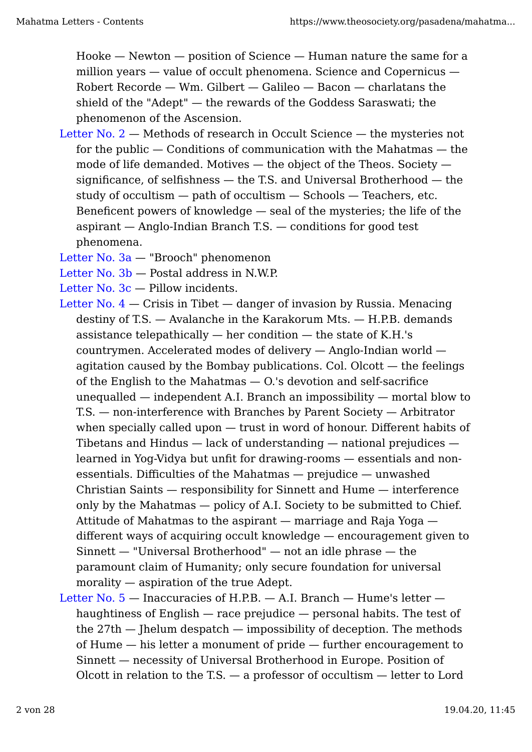Hooke — Newton — position of Science — Human nature the same for a million years — value of occult phenomena. Science and Copernicus — Robert Recorde — Wm. Gilbert — Galileo — Bacon — charlatans the shield of the "Adept" — the rewards of the Goddess Saraswati; the phenomenon of the Ascension.

Letter No. 2 — Methods of research in Occult Science — the mysteries not for the public — Conditions of communication with the Mahatmas — the mode of life demanded. Motives — the object of the Theos. Society — significance, of selfishness — the T.S. and Universal Brotherhood — the study of occultism — path of occultism — Schools — Teachers, etc. Beneficent powers of knowledge — seal of the mysteries; the life of the aspirant — Anglo-Indian Branch T.S. — conditions for good test phenomena.

Letter No. 3a — "Brooch" phenomenon

Letter No. 3b — Postal address in N.W.P.

Letter No. 3c — Pillow incidents.

Letter No. 4 — Crisis in Tibet — danger of invasion by Russia. Menacing destiny of T.S. — Avalanche in the Karakorum Mts. — H.P.B. demands assistance telepathically — her condition — the state of K.H.'s countrymen. Accelerated modes of delivery — Anglo-Indian world — agitation caused by the Bombay publications. Col. Olcott — the feelings of the English to the Mahatmas — O.'s devotion and self-sacrifice unequalled — independent A.I. Branch an impossibility — mortal blow to T.S. — non-interference with Branches by Parent Society — Arbitrator when specially called upon — trust in word of honour. Different habits of Tibetans and Hindus — lack of understanding — national prejudices — learned in Yog-Vidya but unfit for drawing-rooms — essentials and non-essentials. Difficulties of the Mahatmas — prejudice — unwashed Christian Saints — responsibility for Sinnett and Hume — interference only by the Mahatmas — policy of A.I. Society to be submitted to Chief. Attitude of Mahatmas to the aspirant — marriage and Raja Yoga — different ways of acquiring occult knowledge — encouragement given to Sinnett — "Universal Brotherhood" — not an idle phrase — the paramount claim of Humanity; only secure foundation for universal morality — aspiration of the true Adept.

Letter No. 5 — Inaccuracies of H.P.B. — A.I. Branch — Hume's letter — haughtiness of English — race prejudice — personal habits. The test of the 27th — Jhelum despatch — impossibility of deception. The methods of Hume — his letter a monument of pride — further encouragement to Sinnett — necessity of Universal Brotherhood in Europe. Position of Olcott in relation to the T.S. — a professor of occultism — letter to Lord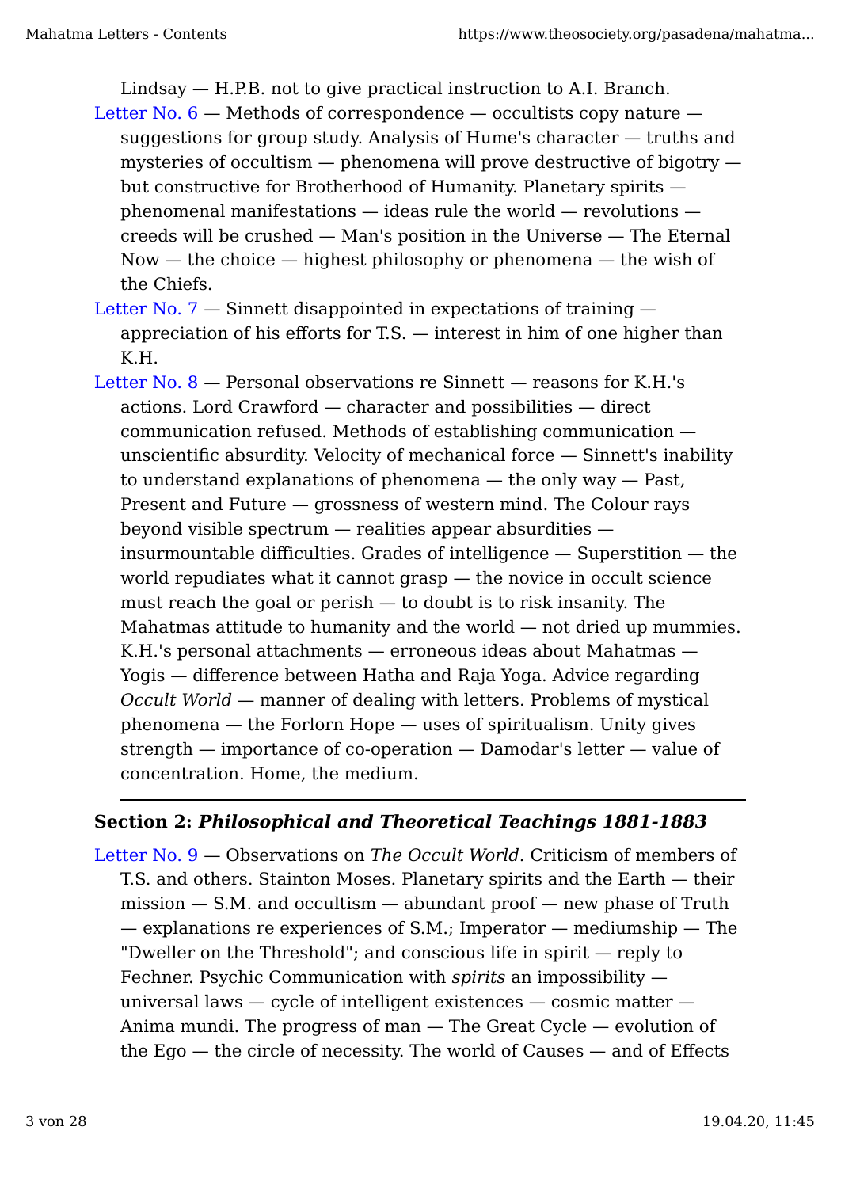Lindsay — H.P.B. not to give practical instruction to A.I. Branch.

Letter No. 6 — Methods of correspondence — occultists copy nature — suggestions for group study. Analysis of Hume's character — truths and mysteries of occultism — phenomena will prove destructive of bigotry — but constructive for Brotherhood of Humanity. Planetary spirits — phenomenal manifestations — ideas rule the world — revolutions — creeds will be crushed — Man's position in the Universe — The Eternal Now — the choice — highest philosophy or phenomena — the wish of the Chiefs.

Letter No. 7 — Sinnett disappointed in expectations of training — appreciation of his efforts for T.S. — interest in him of one higher than K.H.

Letter No. 8 — Personal observations re Sinnett — reasons for K.H.'s actions. Lord Crawford — character and possibilities — direct communication refused. Methods of establishing communication — unscientific absurdity. Velocity of mechanical force — Sinnett's inability to understand explanations of phenomena — the only way — Past, Present and Future — grossness of western mind. The Colour rays beyond visible spectrum — realities appear absurdities — insurmountable difficulties. Grades of intelligence — Superstition — the world repudiates what it cannot grasp — the novice in occult science must reach the goal or perish — to doubt is to risk insanity. The Mahatmas attitude to humanity and the world — not dried up mummies. K.H.'s personal attachments — erroneous ideas about Mahatmas — Yogis — difference between Hatha and Raja Yoga. Advice regarding *Occult World* — manner of dealing with letters. Problems of mystical phenomena — the Forlorn Hope — uses of spiritualism. Unity gives strength — importance of co-operation — Damodar's letter — value of concentration. Home, the medium.

---

## Section 2: ***Philosophical and Theoretical Teachings 1881-1883***

Letter No. 9 — Observations on *The Occult World.* Criticism of members of T.S. and others. Stainton Moses. Planetary spirits and the Earth — their mission — S.M. and occultism — abundant proof — new phase of Truth — explanations re experiences of S.M.; Imperator — mediumship — The "Dweller on the Threshold"; and conscious life in spirit — reply to Fechner. Psychic Communication with *spirits* an impossibility — universal laws — cycle of intelligent existences — cosmic matter — Anima mundi. The progress of man — The Great Cycle — evolution of the Ego — the circle of necessity. The world of Causes — and of Effects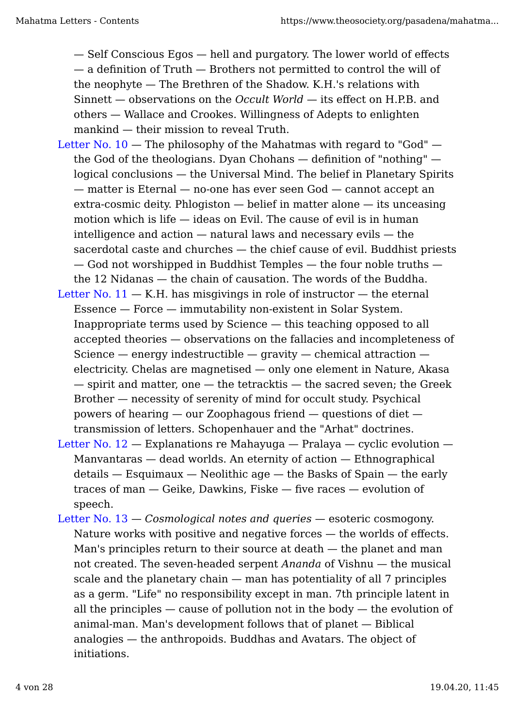— Self Conscious Egos — hell and purgatory. The lower world of effects — a definition of Truth — Brothers not permitted to control the will of the neophyte — The Brethren of the Shadow. K.H.'s relations with Sinnett — observations on the *Occult World* — its effect on H.P.B. and others — Wallace and Crookes. Willingness of Adepts to enlighten mankind — their mission to reveal Truth.

Letter No. 10 — The philosophy of the Mahatmas with regard to "God" — the God of the theologians. Dyan Chohans — definition of "nothing" — logical conclusions — the Universal Mind. The belief in Planetary Spirits — matter is Eternal — no-one has ever seen God — cannot accept an extra-cosmic deity. Phlogiston — belief in matter alone — its unceasing motion which is life — ideas on Evil. The cause of evil is in human intelligence and action — natural laws and necessary evils — the sacerdotal caste and churches — the chief cause of evil. Buddhist priests — God not worshipped in Buddhist Temples — the four noble truths — the 12 Nidanas — the chain of causation. The words of the Buddha.

Letter No. 11 — K.H. has misgivings in role of instructor — the eternal Essence — Force — immutability non-existent in Solar System. Inappropriate terms used by Science — this teaching opposed to all accepted theories — observations on the fallacies and incompleteness of Science — energy indestructible — gravity — chemical attraction — electricity. Chelas are magnetised — only one element in Nature, Akasa — spirit and matter, one — the tetracktis — the sacred seven; the Greek Brother — necessity of serenity of mind for occult study. Psychical powers of hearing — our Zoophagous friend — questions of diet — transmission of letters. Schopenhauer and the "Arhat" doctrines.

Letter No. 12 — Explanations re Mahayuga — Pralaya — cyclic evolution — Manvantaras — dead worlds. An eternity of action — Ethnographical details — Esquimaux — Neolithic age — the Basks of Spain — the early traces of man — Geike, Dawkins, Fiske — five races — evolution of speech.

Letter No. 13 — *Cosmological notes and queries* — esoteric cosmogony. Nature works with positive and negative forces — the worlds of effects. Man's principles return to their source at death — the planet and man not created. The seven-headed serpent *Ananda* of Vishnu — the musical scale and the planetary chain — man has potentiality of all 7 principles as a germ. "Life" no responsibility except in man. 7th principle latent in all the principles — cause of pollution not in the body — the evolution of animal-man. Man's development follows that of planet — Biblical analogies — the anthropoids. Buddhas and Avatars. The object of initiations.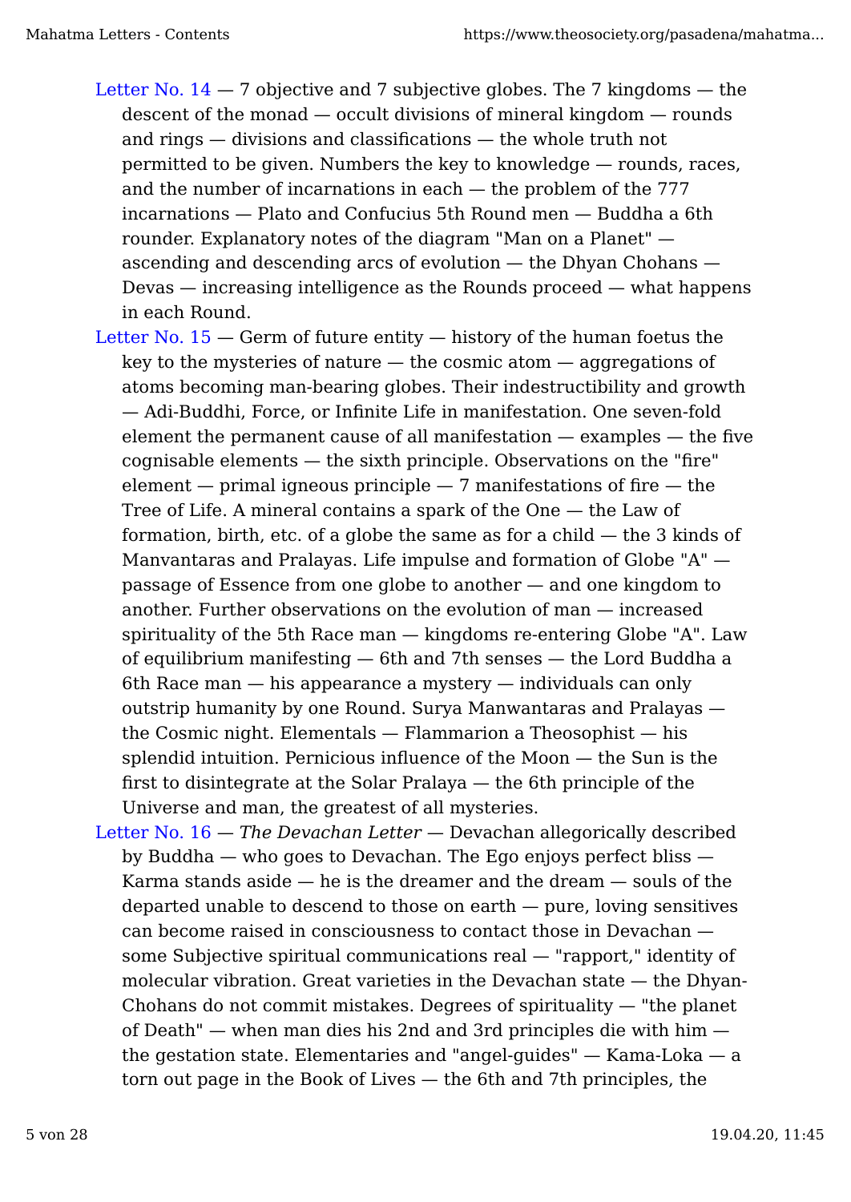Letter No. 14 — 7 objective and 7 subjective globes. The 7 kingdoms — the descent of the monad — occult divisions of mineral kingdom — rounds and rings — divisions and classifications — the whole truth not permitted to be given. Numbers the key to knowledge — rounds, races, and the number of incarnations in each — the problem of the 777 incarnations — Plato and Confucius 5th Round men — Buddha a 6th rounder. Explanatory notes of the diagram "Man on a Planet" — ascending and descending arcs of evolution — the Dhyan Chohans — Devas — increasing intelligence as the Rounds proceed — what happens in each Round.

Letter No. 15 — Germ of future entity — history of the human foetus the key to the mysteries of nature — the cosmic atom — aggregations of atoms becoming man-bearing globes. Their indestructibility and growth — Adi-Buddhi, Force, or Infinite Life in manifestation. One seven-fold element the permanent cause of all manifestation — examples — the five cognisable elements — the sixth principle. Observations on the "fire" element — primal igneous principle — 7 manifestations of fire — the Tree of Life. A mineral contains a spark of the One — the Law of formation, birth, etc. of a globe the same as for a child — the 3 kinds of Manvantaras and Pralayas. Life impulse and formation of Globe "A" — passage of Essence from one globe to another — and one kingdom to another. Further observations on the evolution of man — increased spirituality of the 5th Race man — kingdoms re-entering Globe "A". Law of equilibrium manifesting — 6th and 7th senses — the Lord Buddha a 6th Race man — his appearance a mystery — individuals can only outstrip humanity by one Round. Surya Manwantaras and Pralayas — the Cosmic night. Elementals — Flammarion a Theosophist — his splendid intuition. Pernicious influence of the Moon — the Sun is the first to disintegrate at the Solar Pralaya — the 6th principle of the Universe and man, the greatest of all mysteries.

Letter No. 16 — *The Devachan Letter* — Devachan allegorically described by Buddha — who goes to Devachan. The Ego enjoys perfect bliss — Karma stands aside — he is the dreamer and the dream — souls of the departed unable to descend to those on earth — pure, loving sensitives can become raised in consciousness to contact those in Devachan — some Subjective spiritual communications real — "rapport," identity of molecular vibration. Great varieties in the Devachan state — the Dhyan-Chohans do not commit mistakes. Degrees of spirituality — "the planet of Death" — when man dies his 2nd and 3rd principles die with him — the gestation state. Elementaries and "angel-guides" — Kama-Loka — a torn out page in the Book of Lives — the 6th and 7th principles, the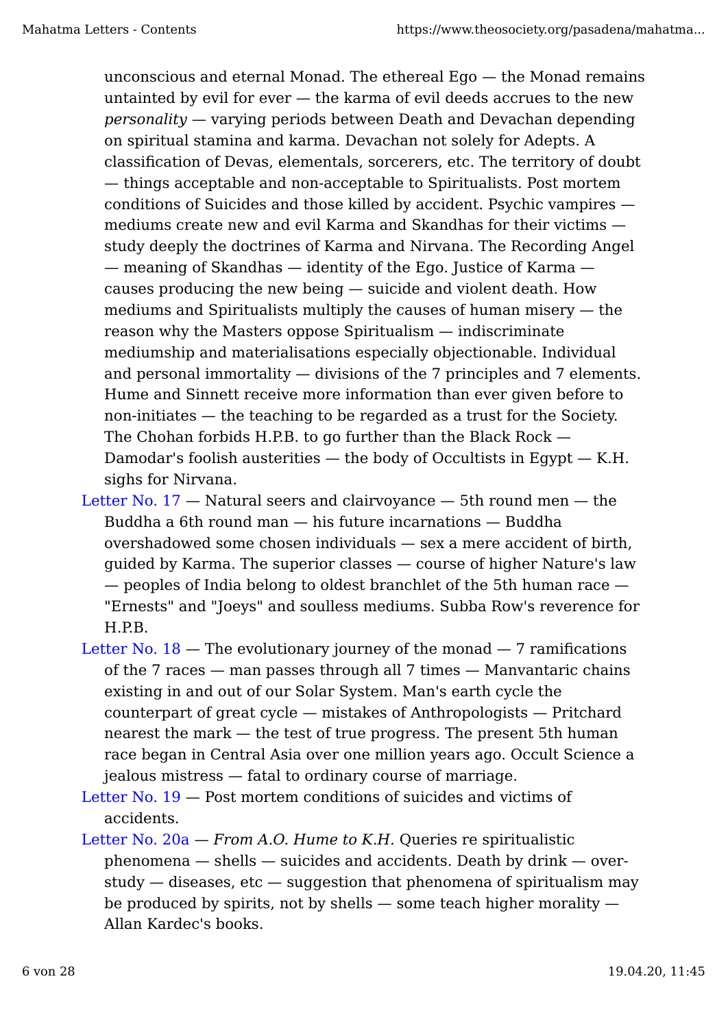unconscious and eternal Monad. The ethereal Ego — the Monad remains untainted by evil for ever — the karma of evil deeds accrues to the new *personality* — varying periods between Death and Devachan depending on spiritual stamina and karma. Devachan not solely for Adepts. A classification of Devas, elementals, sorcerers, etc. The territory of doubt — things acceptable and non-acceptable to Spiritualists. Post mortem conditions of Suicides and those killed by accident. Psychic vampires — mediums create new and evil Karma and Skandhas for their victims — study deeply the doctrines of Karma and Nirvana. The Recording Angel — meaning of Skandhas — identity of the Ego. Justice of Karma — causes producing the new being — suicide and violent death. How mediums and Spiritualists multiply the causes of human misery — the reason why the Masters oppose Spiritualism — indiscriminate mediumship and materialisations especially objectionable. Individual and personal immortality — divisions of the 7 principles and 7 elements. Hume and Sinnett receive more information than ever given before to non-initiates — the teaching to be regarded as a trust for the Society. The Chohan forbids H.P.B. to go further than the Black Rock — Damodar's foolish austerities — the body of Occultists in Egypt — K.H. sighs for Nirvana.

Letter No. 17 — Natural seers and clairvoyance — 5th round men — the Buddha a 6th round man — his future incarnations — Buddha overshadowed some chosen individuals — sex a mere accident of birth, guided by Karma. The superior classes — course of higher Nature's law — peoples of India belong to oldest branchlet of the 5th human race — "Ernests" and "Joeys" and soulless mediums. Subba Row's reverence for H.P.B.

Letter No. 18 — The evolutionary journey of the monad — 7 ramifications of the 7 races — man passes through all 7 times — Manvantaric chains existing in and out of our Solar System. Man's earth cycle the counterpart of great cycle — mistakes of Anthropologists — Pritchard nearest the mark — the test of true progress. The present 5th human race began in Central Asia over one million years ago. Occult Science a jealous mistress — fatal to ordinary course of marriage.

Letter No. 19 — Post mortem conditions of suicides and victims of accidents.

Letter No. 20a — *From A.O. Hume to K.H.* Queries re spiritualistic phenomena — shells — suicides and accidents. Death by drink — over-study — diseases, etc — suggestion that phenomena of spiritualism may be produced by spirits, not by shells — some teach higher morality — Allan Kardec's books.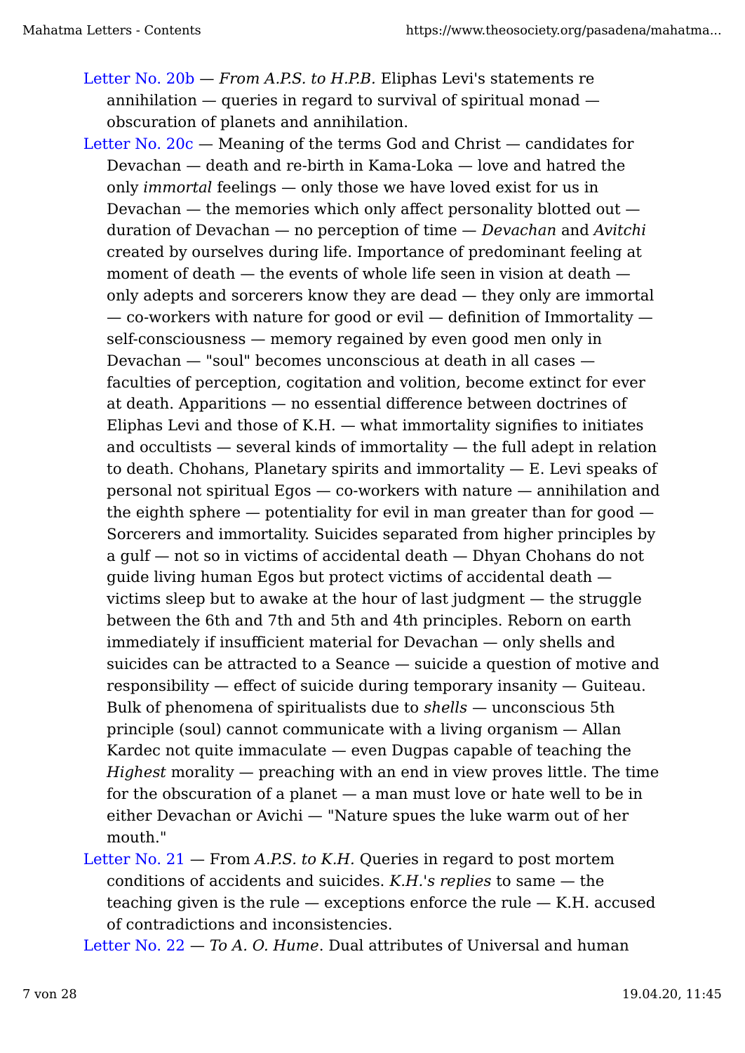Letter No. 20b — *From A.P.S. to H.P.B.* Eliphas Levi's statements re annihilation — queries in regard to survival of spiritual monad — obscuration of planets and annihilation.

Letter No. 20c — Meaning of the terms God and Christ — candidates for Devachan — death and re-birth in Kama-Loka — love and hatred the only *immortal* feelings — only those we have loved exist for us in Devachan — the memories which only affect personality blotted out — duration of Devachan — no perception of time — *Devachan* and *Avitchi* created by ourselves during life. Importance of predominant feeling at moment of death — the events of whole life seen in vision at death — only adepts and sorcerers know they are dead — they only are immortal — co-workers with nature for good or evil — definition of Immortality — self-consciousness — memory regained by even good men only in Devachan — "soul" becomes unconscious at death in all cases — faculties of perception, cogitation and volition, become extinct for ever at death. Apparitions — no essential difference between doctrines of Eliphas Levi and those of K.H. — what immortality signifies to initiates and occultists — several kinds of immortality — the full adept in relation to death. Chohans, Planetary spirits and immortality — E. Levi speaks of personal not spiritual Egos — co-workers with nature — annihilation and the eighth sphere — potentiality for evil in man greater than for good — Sorcerers and immortality. Suicides separated from higher principles by a gulf — not so in victims of accidental death — Dhyan Chohans do not guide living human Egos but protect victims of accidental death — victims sleep but to awake at the hour of last judgment — the struggle between the 6th and 7th and 5th and 4th principles. Reborn on earth immediately if insufficient material for Devachan — only shells and suicides can be attracted to a Seance — suicide a question of motive and responsibility — effect of suicide during temporary insanity — Guiteau. Bulk of phenomena of spiritualists due to *shells* — unconscious 5th principle (soul) cannot communicate with a living organism — Allan Kardec not quite immaculate — even Dugpas capable of teaching the *Highest* morality — preaching with an end in view proves little. The time for the obscuration of a planet — a man must love or hate well to be in either Devachan or Avichi — "Nature spues the luke warm out of her mouth."

Letter No. 21 — From *A.P.S. to K.H.* Queries in regard to post mortem conditions of accidents and suicides. *K.H.'s replies* to same — the teaching given is the rule — exceptions enforce the rule — K.H. accused of contradictions and inconsistencies.

Letter No. 22 — *To A. O. Hume*. Dual attributes of Universal and human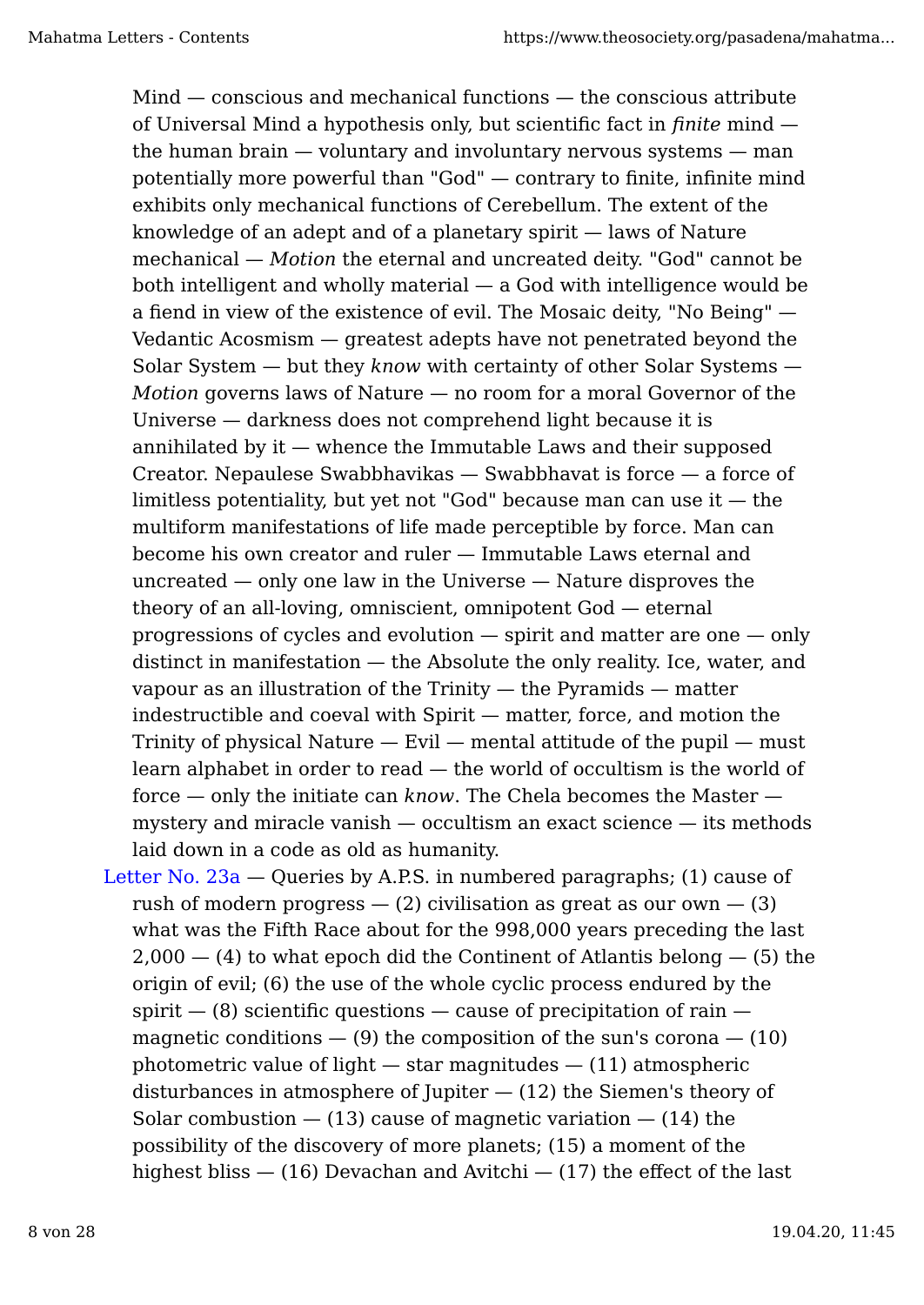Mind — conscious and mechanical functions — the conscious attribute of Universal Mind a hypothesis only, but scientific fact in *finite* mind — the human brain — voluntary and involuntary nervous systems — man potentially more powerful than "God" — contrary to finite, infinite mind exhibits only mechanical functions of Cerebellum. The extent of the knowledge of an adept and of a planetary spirit — laws of Nature mechanical — *Motion* the eternal and uncreated deity. "God" cannot be both intelligent and wholly material — a God with intelligence would be a fiend in view of the existence of evil. The Mosaic deity, "No Being" — Vedantic Acosmism — greatest adepts have not penetrated beyond the Solar System — but they *know* with certainty of other Solar Systems — *Motion* governs laws of Nature — no room for a moral Governor of the Universe — darkness does not comprehend light because it is annihilated by it — whence the Immutable Laws and their supposed Creator. Nepaulese Swabbhavikas — Swabbhavat is force — a force of limitless potentiality, but yet not "God" because man can use it — the multiform manifestations of life made perceptible by force. Man can become his own creator and ruler — Immutable Laws eternal and uncreated — only one law in the Universe — Nature disproves the theory of an all-loving, omniscient, omnipotent God — eternal progressions of cycles and evolution — spirit and matter are one — only distinct in manifestation — the Absolute the only reality. Ice, water, and vapour as an illustration of the Trinity — the Pyramids — matter indestructible and coeval with Spirit — matter, force, and motion the Trinity of physical Nature — Evil — mental attitude of the pupil — must learn alphabet in order to read — the world of occultism is the world of force — only the initiate can *know*. The Chela becomes the Master — mystery and miracle vanish — occultism an exact science — its methods laid down in a code as old as humanity.

Letter No. 23a — Queries by A.P.S. in numbered paragraphs; (1) cause of rush of modern progress — (2) civilisation as great as our own — (3) what was the Fifth Race about for the 998,000 years preceding the last 2,000 — (4) to what epoch did the Continent of Atlantis belong — (5) the origin of evil; (6) the use of the whole cyclic process endured by the spirit — (8) scientific questions — cause of precipitation of rain — magnetic conditions — (9) the composition of the sun's corona — (10) photometric value of light — star magnitudes — (11) atmospheric disturbances in atmosphere of Jupiter — (12) the Siemen's theory of Solar combustion — (13) cause of magnetic variation — (14) the possibility of the discovery of more planets; (15) a moment of the highest bliss — (16) Devachan and Avitchi — (17) the effect of the last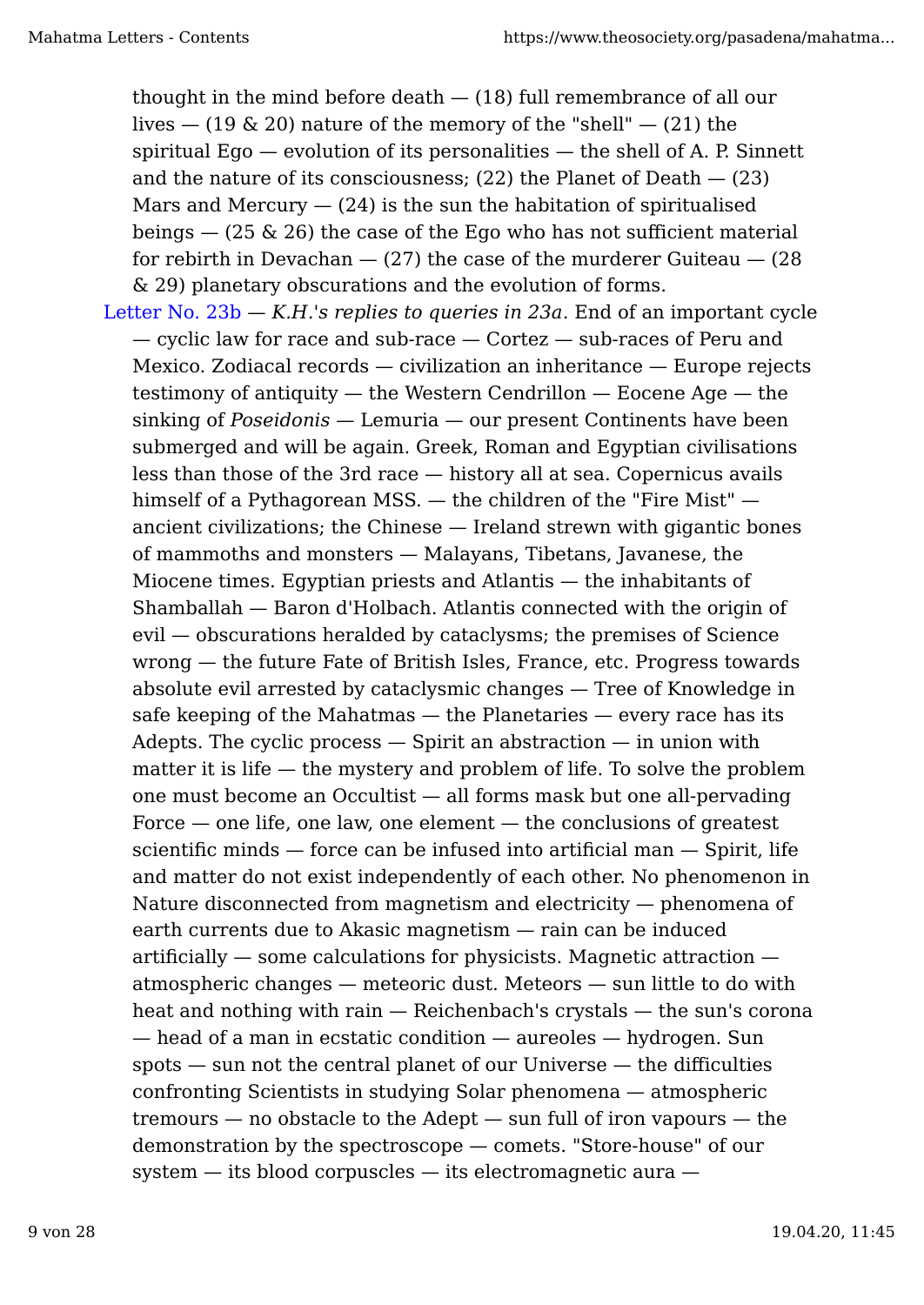thought in the mind before death — (18) full remembrance of all our lives — (19 & 20) nature of the memory of the "shell" — (21) the spiritual Ego — evolution of its personalities — the shell of A. P. Sinnett and the nature of its consciousness; (22) the Planet of Death — (23) Mars and Mercury — (24) is the sun the habitation of spiritualised beings — (25 & 26) the case of the Ego who has not sufficient material for rebirth in Devachan — (27) the case of the murderer Guiteau — (28 & 29) planetary obscurations and the evolution of forms.

Letter No. 23b — *K.H.'s replies to queries in 23a*. End of an important cycle — cyclic law for race and sub-race — Cortez — sub-races of Peru and Mexico. Zodiacal records — civilization an inheritance — Europe rejects testimony of antiquity — the Western Cendrillon — Eocene Age — the sinking of *Poseidonis* — Lemuria — our present Continents have been submerged and will be again. Greek, Roman and Egyptian civilisations less than those of the 3rd race — history all at sea. Copernicus avails himself of a Pythagorean MSS. — the children of the "Fire Mist" — ancient civilizations; the Chinese — Ireland strewn with gigantic bones of mammoths and monsters — Malayans, Tibetans, Javanese, the Miocene times. Egyptian priests and Atlantis — the inhabitants of Shamballah — Baron d'Holbach. Atlantis connected with the origin of evil — obscurations heralded by cataclysms; the premises of Science wrong — the future Fate of British Isles, France, etc. Progress towards absolute evil arrested by cataclysmic changes — Tree of Knowledge in safe keeping of the Mahatmas — the Planetaries — every race has its Adepts. The cyclic process — Spirit an abstraction — in union with matter it is life — the mystery and problem of life. To solve the problem one must become an Occultist — all forms mask but one all-pervading Force — one life, one law, one element — the conclusions of greatest scientific minds — force can be infused into artificial man — Spirit, life and matter do not exist independently of each other. No phenomenon in Nature disconnected from magnetism and electricity — phenomena of earth currents due to Akasic magnetism — rain can be induced artificially — some calculations for physicists. Magnetic attraction — atmospheric changes — meteoric dust. Meteors — sun little to do with heat and nothing with rain — Reichenbach's crystals — the sun's corona — head of a man in ecstatic condition — aureoles — hydrogen. Sun spots — sun not the central planet of our Universe — the difficulties confronting Scientists in studying Solar phenomena — atmospheric tremours — no obstacle to the Adept — sun full of iron vapours — the demonstration by the spectroscope — comets. "Store-house" of our system — its blood corpuscles — its electromagnetic aura —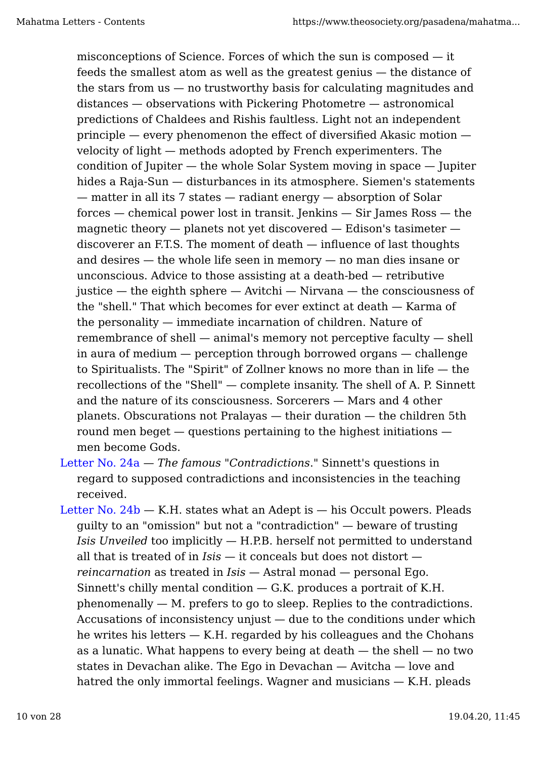misconceptions of Science. Forces of which the sun is composed — it feeds the smallest atom as well as the greatest genius — the distance of the stars from us — no trustworthy basis for calculating magnitudes and distances — observations with Pickering Photometre — astronomical predictions of Chaldees and Rishis faultless. Light not an independent principle — every phenomenon the effect of diversified Akasic motion — velocity of light — methods adopted by French experimenters. The condition of Jupiter — the whole Solar System moving in space — Jupiter hides a Raja-Sun — disturbances in its atmosphere. Siemen's statements — matter in all its 7 states — radiant energy — absorption of Solar forces — chemical power lost in transit. Jenkins — Sir James Ross — the magnetic theory — planets not yet discovered — Edison's tasimeter — discoverer an F.T.S. The moment of death — influence of last thoughts and desires — the whole life seen in memory — no man dies insane or unconscious. Advice to those assisting at a death-bed — retributive justice — the eighth sphere — Avitchi — Nirvana — the consciousness of the "shell." That which becomes for ever extinct at death — Karma of the personality — immediate incarnation of children. Nature of remembrance of shell — animal's memory not perceptive faculty — shell in aura of medium — perception through borrowed organs — challenge to Spiritualists. The "Spirit" of Zollner knows no more than in life — the recollections of the "Shell" — complete insanity. The shell of A. P. Sinnett and the nature of its consciousness. Sorcerers — Mars and 4 other planets. Obscurations not Pralayas — their duration — the children 5th round men beget — questions pertaining to the highest initiations — men become Gods.

Letter No. 24a — *The famous "Contradictions."* Sinnett's questions in regard to supposed contradictions and inconsistencies in the teaching received.

Letter No. 24b — K.H. states what an Adept is — his Occult powers. Pleads guilty to an "omission" but not a "contradiction" — beware of trusting *Isis Unveiled* too implicitly — H.P.B. herself not permitted to understand all that is treated of in *Isis* — it conceals but does not distort — *reincarnation* as treated in *Isis* — Astral monad — personal Ego. Sinnett's chilly mental condition — G.K. produces a portrait of K.H. phenomenally — M. prefers to go to sleep. Replies to the contradictions. Accusations of inconsistency unjust — due to the conditions under which he writes his letters — K.H. regarded by his colleagues and the Chohans as a lunatic. What happens to every being at death — the shell — no two states in Devachan alike. The Ego in Devachan — Avitcha — love and hatred the only immortal feelings. Wagner and musicians — K.H. pleads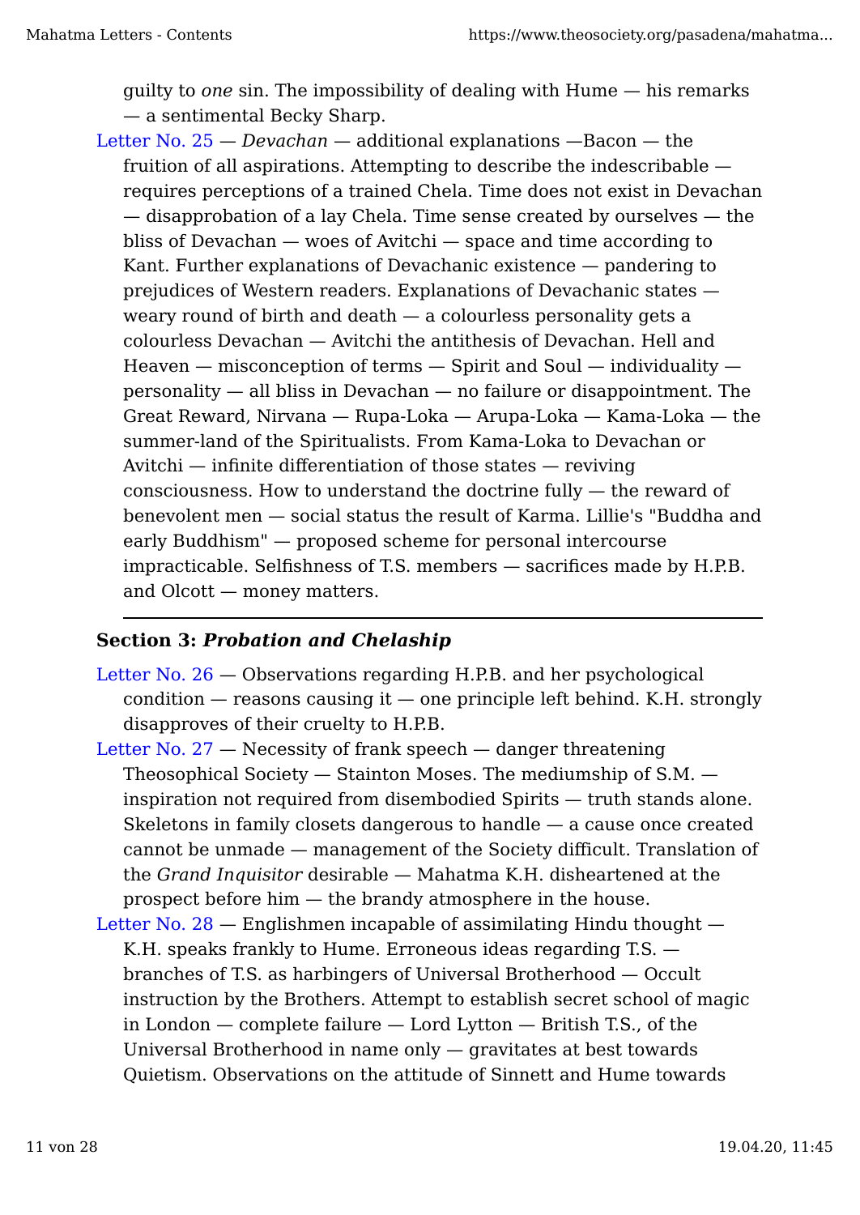guilty to *one* sin. The impossibility of dealing with Hume — his remarks — a sentimental Becky Sharp.

Letter No. 25 — *Devachan* — additional explanations —Bacon — the fruition of all aspirations. Attempting to describe the indescribable — requires perceptions of a trained Chela. Time does not exist in Devachan — disapprobation of a lay Chela. Time sense created by ourselves — the bliss of Devachan — woes of Avitchi — space and time according to Kant. Further explanations of Devachanic existence — pandering to prejudices of Western readers. Explanations of Devachanic states — weary round of birth and death — a colourless personality gets a colourless Devachan — Avitchi the antithesis of Devachan. Hell and Heaven — misconception of terms — Spirit and Soul — individuality — personality — all bliss in Devachan — no failure or disappointment. The Great Reward, Nirvana — Rupa-Loka — Arupa-Loka — Kama-Loka — the summer-land of the Spiritualists. From Kama-Loka to Devachan or Avitchi — infinite differentiation of those states — reviving consciousness. How to understand the doctrine fully — the reward of benevolent men — social status the result of Karma. Lillie's "Buddha and early Buddhism" — proposed scheme for personal intercourse impracticable. Selfishness of T.S. members — sacrifices made by H.P.B. and Olcott — money matters.

---

### Section 3: *Probation and Chelaship*

Letter No. 26 — Observations regarding H.P.B. and her psychological condition — reasons causing it — one principle left behind. K.H. strongly disapproves of their cruelty to H.P.B.

Letter No. 27 — Necessity of frank speech — danger threatening Theosophical Society — Stainton Moses. The mediumship of S.M. — inspiration not required from disembodied Spirits — truth stands alone. Skeletons in family closets dangerous to handle — a cause once created cannot be unmade — management of the Society difficult. Translation of the *Grand Inquisitor* desirable — Mahatma K.H. disheartened at the prospect before him — the brandy atmosphere in the house.

Letter No. 28 — Englishmen incapable of assimilating Hindu thought — K.H. speaks frankly to Hume. Erroneous ideas regarding T.S. — branches of T.S. as harbingers of Universal Brotherhood — Occult instruction by the Brothers. Attempt to establish secret school of magic in London — complete failure — Lord Lytton — British T.S., of the Universal Brotherhood in name only — gravitates at best towards Quietism. Observations on the attitude of Sinnett and Hume towards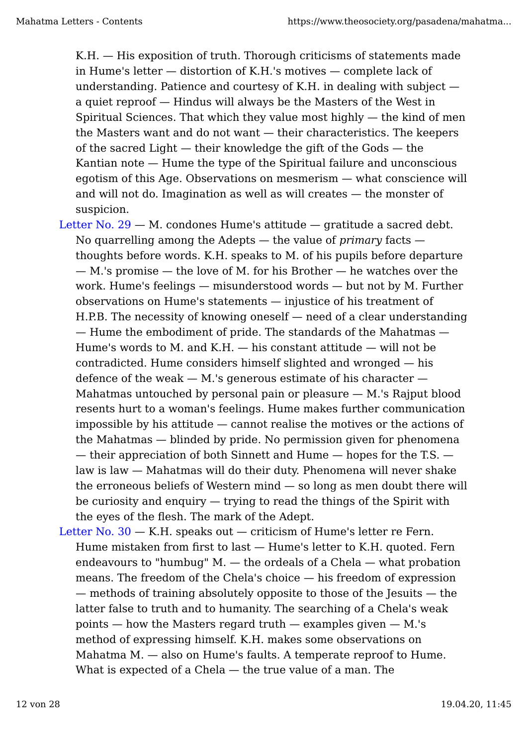K.H. — His exposition of truth. Thorough criticisms of statements made in Hume's letter — distortion of K.H.'s motives — complete lack of understanding. Patience and courtesy of K.H. in dealing with subject — a quiet reproof — Hindus will always be the Masters of the West in Spiritual Sciences. That which they value most highly — the kind of men the Masters want and do not want — their characteristics. The keepers of the sacred Light — their knowledge the gift of the Gods — the Kantian note — Hume the type of the Spiritual failure and unconscious egotism of this Age. Observations on mesmerism — what conscience will and will not do. Imagination as well as will creates — the monster of suspicion.

Letter No. 29 — M. condones Hume's attitude — gratitude a sacred debt. No quarrelling among the Adepts — the value of *primary* facts — thoughts before words. K.H. speaks to M. of his pupils before departure — M.'s promise — the love of M. for his Brother — he watches over the work. Hume's feelings — misunderstood words — but not by M. Further observations on Hume's statements — injustice of his treatment of H.P.B. The necessity of knowing oneself — need of a clear understanding — Hume the embodiment of pride. The standards of the Mahatmas — Hume's words to M. and K.H. — his constant attitude — will not be contradicted. Hume considers himself slighted and wronged — his defence of the weak — M.'s generous estimate of his character — Mahatmas untouched by personal pain or pleasure — M.'s Rajput blood resents hurt to a woman's feelings. Hume makes further communication impossible by his attitude — cannot realise the motives or the actions of the Mahatmas — blinded by pride. No permission given for phenomena — their appreciation of both Sinnett and Hume — hopes for the T.S. — law is law — Mahatmas will do their duty. Phenomena will never shake the erroneous beliefs of Western mind — so long as men doubt there will be curiosity and enquiry — trying to read the things of the Spirit with the eyes of the flesh. The mark of the Adept.

Letter No. 30 — K.H. speaks out — criticism of Hume's letter re Fern. Hume mistaken from first to last — Hume's letter to K.H. quoted. Fern endeavours to "humbug" M. — the ordeals of a Chela — what probation means. The freedom of the Chela's choice — his freedom of expression — methods of training absolutely opposite to those of the Jesuits — the latter false to truth and to humanity. The searching of a Chela's weak points — how the Masters regard truth — examples given — M.'s method of expressing himself. K.H. makes some observations on Mahatma M. — also on Hume's faults. A temperate reproof to Hume. What is expected of a Chela — the true value of a man. The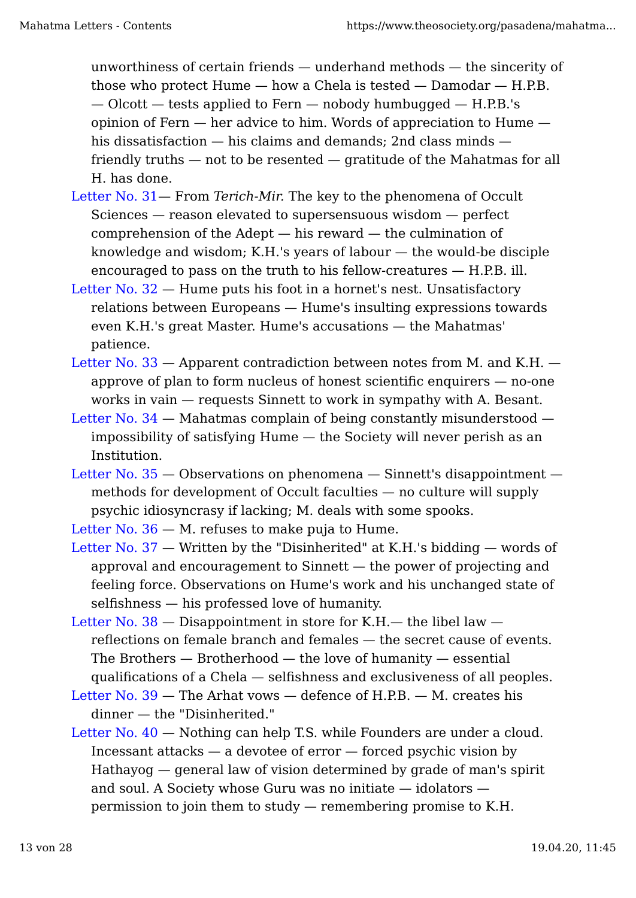unworthiness of certain friends — underhand methods — the sincerity of those who protect Hume — how a Chela is tested — Damodar — H.P.B. — Olcott — tests applied to Fern — nobody humbugged — H.P.B.'s opinion of Fern — her advice to him. Words of appreciation to Hume — his dissatisfaction — his claims and demands; 2nd class minds — friendly truths — not to be resented — gratitude of the Mahatmas for all H. has done.

Letter No. 31— From *Terich-Mir.* The key to the phenomena of Occult Sciences — reason elevated to supersensuous wisdom — perfect comprehension of the Adept — his reward — the culmination of knowledge and wisdom; K.H.'s years of labour — the would-be disciple encouraged to pass on the truth to his fellow-creatures — H.P.B. ill.

Letter No. 32 — Hume puts his foot in a hornet's nest. Unsatisfactory relations between Europeans — Hume's insulting expressions towards even K.H.'s great Master. Hume's accusations — the Mahatmas' patience.

Letter No. 33 — Apparent contradiction between notes from M. and K.H. — approve of plan to form nucleus of honest scientific enquirers — no-one works in vain — requests Sinnett to work in sympathy with A. Besant.

Letter No. 34 — Mahatmas complain of being constantly misunderstood — impossibility of satisfying Hume — the Society will never perish as an Institution.

Letter No. 35 — Observations on phenomena — Sinnett's disappointment — methods for development of Occult faculties — no culture will supply psychic idiosyncrasy if lacking; M. deals with some spooks.

Letter No. 36 — M. refuses to make puja to Hume.

Letter No. 37 — Written by the "Disinherited" at K.H.'s bidding — words of approval and encouragement to Sinnett — the power of projecting and feeling force. Observations on Hume's work and his unchanged state of selfishness — his professed love of humanity.

Letter No. 38 — Disappointment in store for K.H.— the libel law — reflections on female branch and females — the secret cause of events. The Brothers — Brotherhood — the love of humanity — essential qualifications of a Chela — selfishness and exclusiveness of all peoples.

Letter No. 39 — The Arhat vows — defence of H.P.B. — M. creates his dinner — the "Disinherited."

Letter No. 40 — Nothing can help T.S. while Founders are under a cloud. Incessant attacks — a devotee of error — forced psychic vision by Hathayog — general law of vision determined by grade of man's spirit and soul. A Society whose Guru was no initiate — idolators — permission to join them to study — remembering promise to K.H.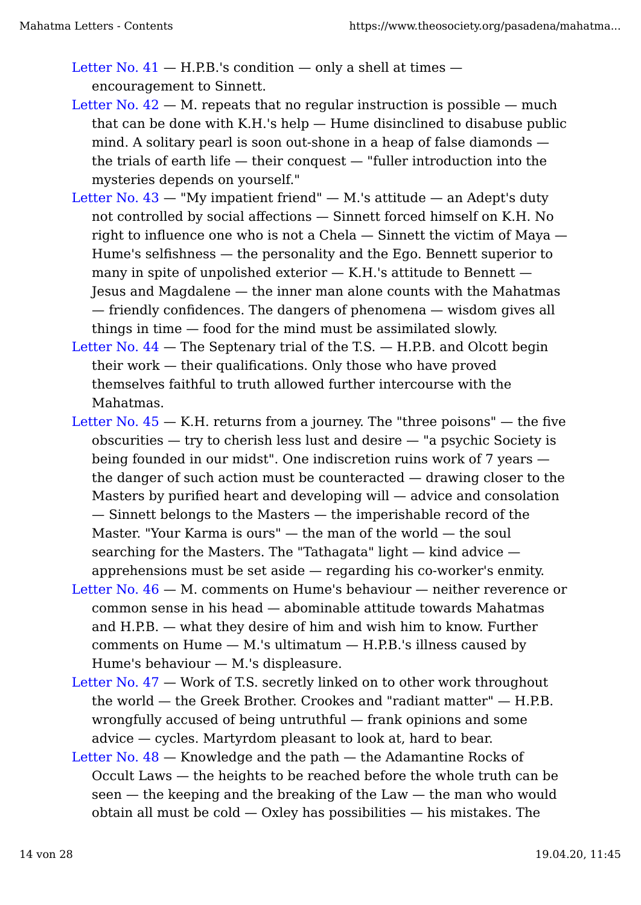Letter No. 41 — H.P.B.'s condition — only a shell at times — encouragement to Sinnett.

Letter No. 42 — M. repeats that no regular instruction is possible — much that can be done with K.H.'s help — Hume disinclined to disabuse public mind. A solitary pearl is soon out-shone in a heap of false diamonds — the trials of earth life — their conquest — "fuller introduction into the mysteries depends on yourself."

Letter No. 43 — "My impatient friend" — M.'s attitude — an Adept's duty not controlled by social affections — Sinnett forced himself on K.H. No right to influence one who is not a Chela — Sinnett the victim of Maya — Hume's selfishness — the personality and the Ego. Bennett superior to many in spite of unpolished exterior — K.H.'s attitude to Bennett — Jesus and Magdalene — the inner man alone counts with the Mahatmas — friendly confidences. The dangers of phenomena — wisdom gives all things in time — food for the mind must be assimilated slowly.

Letter No. 44 — The Septenary trial of the T.S. — H.P.B. and Olcott begin their work — their qualifications. Only those who have proved themselves faithful to truth allowed further intercourse with the Mahatmas.

Letter No. 45 — K.H. returns from a journey. The "three poisons" — the five obscurities — try to cherish less lust and desire — "a psychic Society is being founded in our midst". One indiscretion ruins work of 7 years — the danger of such action must be counteracted — drawing closer to the Masters by purified heart and developing will — advice and consolation — Sinnett belongs to the Masters — the imperishable record of the Master. "Your Karma is ours" — the man of the world — the soul searching for the Masters. The "Tathagata" light — kind advice — apprehensions must be set aside — regarding his co-worker's enmity.

Letter No. 46 — M. comments on Hume's behaviour — neither reverence or common sense in his head — abominable attitude towards Mahatmas and H.P.B. — what they desire of him and wish him to know. Further comments on Hume — M.'s ultimatum — H.P.B.'s illness caused by Hume's behaviour — M.'s displeasure.

Letter No. 47 — Work of T.S. secretly linked on to other work throughout the world — the Greek Brother. Crookes and "radiant matter" — H.P.B. wrongfully accused of being untruthful — frank opinions and some advice — cycles. Martyrdom pleasant to look at, hard to bear.

Letter No. 48 — Knowledge and the path — the Adamantine Rocks of Occult Laws — the heights to be reached before the whole truth can be seen — the keeping and the breaking of the Law — the man who would obtain all must be cold — Oxley has possibilities — his mistakes. The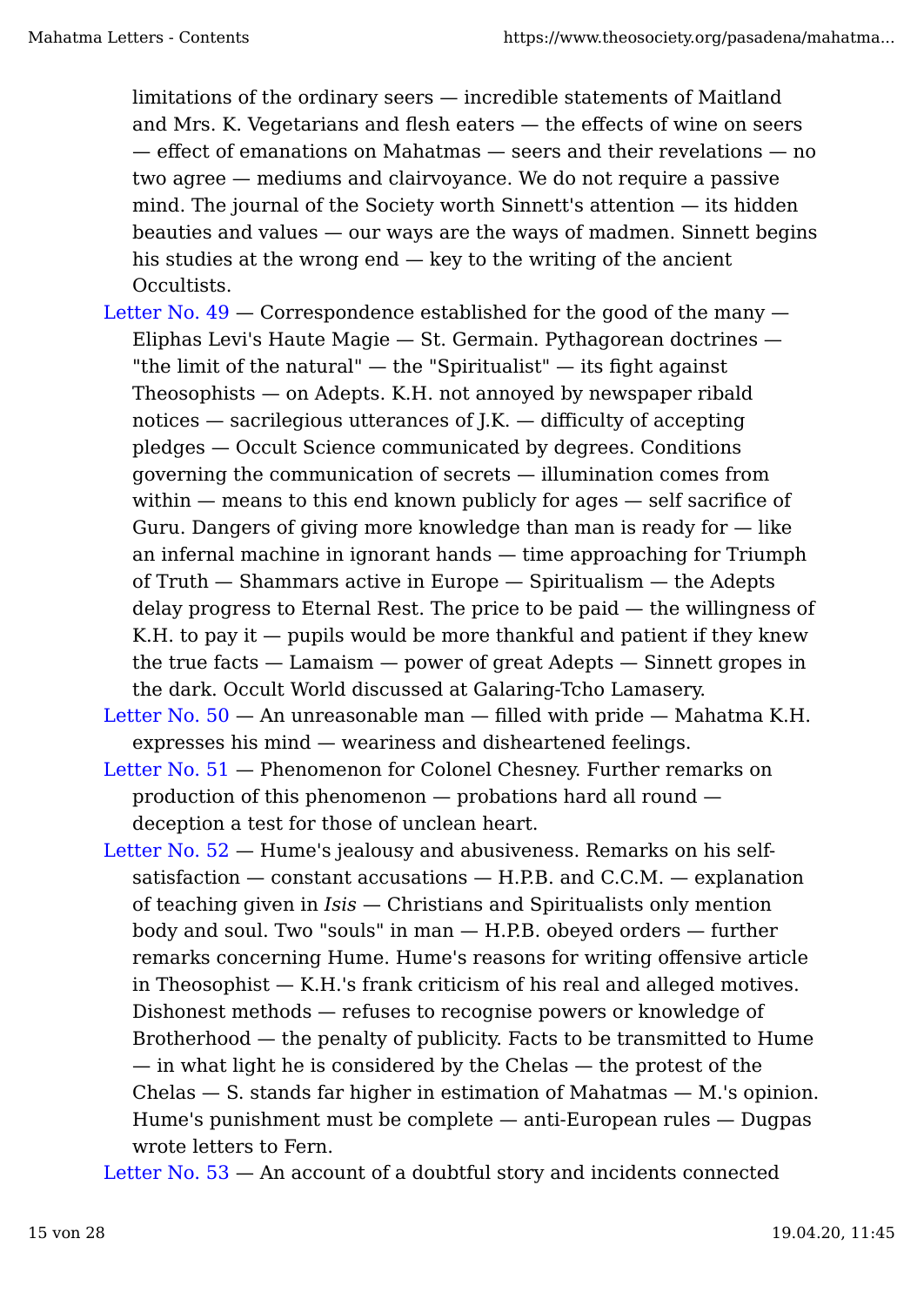limitations of the ordinary seers — incredible statements of Maitland and Mrs. K. Vegetarians and flesh eaters — the effects of wine on seers — effect of emanations on Mahatmas — seers and their revelations — no two agree — mediums and clairvoyance. We do not require a passive mind. The journal of the Society worth Sinnett's attention — its hidden beauties and values — our ways are the ways of madmen. Sinnett begins his studies at the wrong end — key to the writing of the ancient Occultists.

Letter No. 49 — Correspondence established for the good of the many — Eliphas Levi's Haute Magie — St. Germain. Pythagorean doctrines — "the limit of the natural" — the "Spiritualist" — its fight against Theosophists — on Adepts. K.H. not annoyed by newspaper ribald notices — sacrilegious utterances of J.K. — difficulty of accepting pledges — Occult Science communicated by degrees. Conditions governing the communication of secrets — illumination comes from within — means to this end known publicly for ages — self sacrifice of Guru. Dangers of giving more knowledge than man is ready for — like an infernal machine in ignorant hands — time approaching for Triumph of Truth — Shammars active in Europe — Spiritualism — the Adepts delay progress to Eternal Rest. The price to be paid — the willingness of K.H. to pay it — pupils would be more thankful and patient if they knew the true facts — Lamaism — power of great Adepts — Sinnett gropes in the dark. Occult World discussed at Galaring-Tcho Lamasery.

Letter No. 50 — An unreasonable man — filled with pride — Mahatma K.H. expresses his mind — weariness and disheartened feelings.

Letter No. 51 — Phenomenon for Colonel Chesney. Further remarks on production of this phenomenon — probations hard all round — deception a test for those of unclean heart.

Letter No. 52 — Hume's jealousy and abusiveness. Remarks on his self-satisfaction — constant accusations — H.P.B. and C.C.M. — explanation of teaching given in *Isis* — Christians and Spiritualists only mention body and soul. Two "souls" in man — H.P.B. obeyed orders — further remarks concerning Hume. Hume's reasons for writing offensive article in Theosophist — K.H.'s frank criticism of his real and alleged motives. Dishonest methods — refuses to recognise powers or knowledge of Brotherhood — the penalty of publicity. Facts to be transmitted to Hume — in what light he is considered by the Chelas — the protest of the Chelas — S. stands far higher in estimation of Mahatmas — M.'s opinion. Hume's punishment must be complete — anti-European rules — Dugpas wrote letters to Fern.

Letter No. 53 — An account of a doubtful story and incidents connected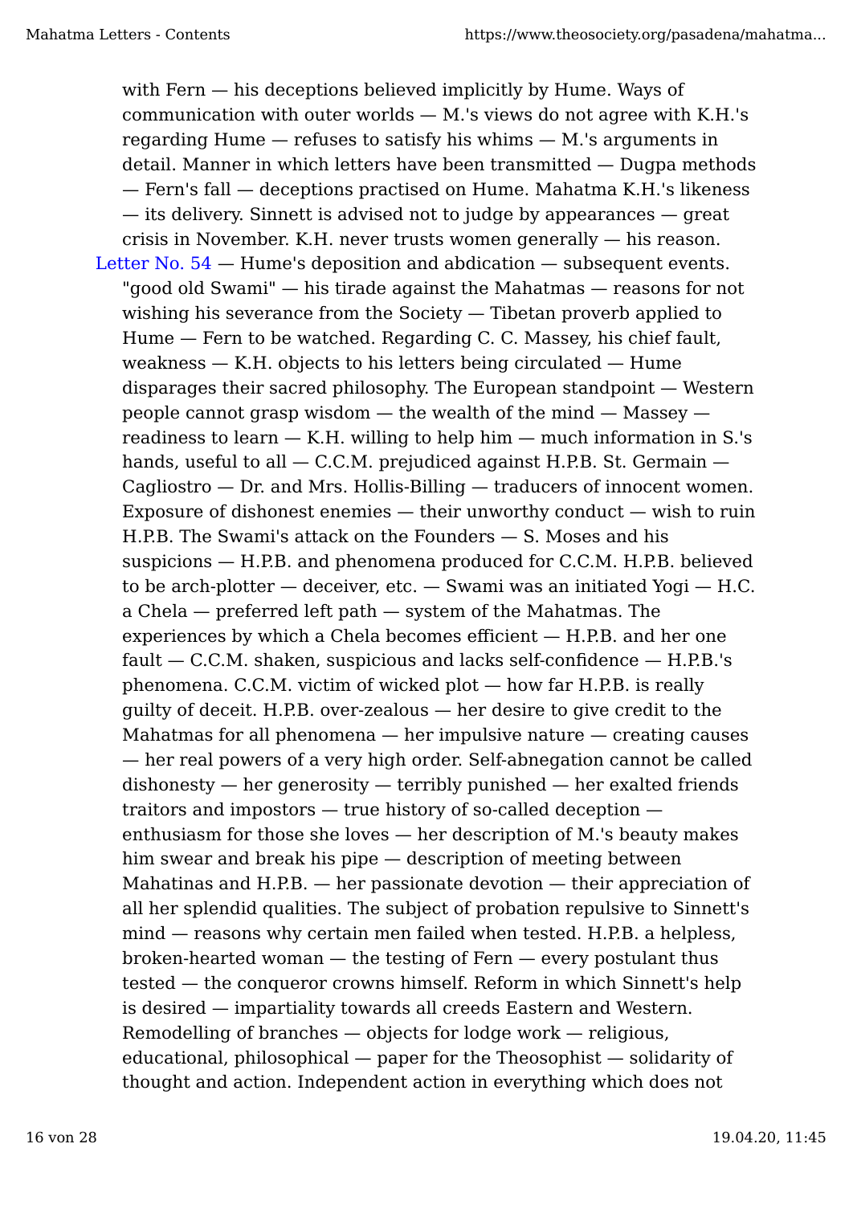with Fern — his deceptions believed implicitly by Hume. Ways of communication with outer worlds — M.'s views do not agree with K.H.'s regarding Hume — refuses to satisfy his whims — M.'s arguments in detail. Manner in which letters have been transmitted — Dugpa methods — Fern's fall — deceptions practised on Hume. Mahatma K.H.'s likeness — its delivery. Sinnett is advised not to judge by appearances — great crisis in November. K.H. never trusts women generally — his reason.

Letter No. 54 — Hume's deposition and abdication — subsequent events. "good old Swami" — his tirade against the Mahatmas — reasons for not wishing his severance from the Society — Tibetan proverb applied to Hume — Fern to be watched. Regarding C. C. Massey, his chief fault, weakness — K.H. objects to his letters being circulated — Hume disparages their sacred philosophy. The European standpoint — Western people cannot grasp wisdom — the wealth of the mind — Massey — readiness to learn — K.H. willing to help him — much information in S.'s hands, useful to all — C.C.M. prejudiced against H.P.B. St. Germain — Cagliostro — Dr. and Mrs. Hollis-Billing — traducers of innocent women. Exposure of dishonest enemies — their unworthy conduct — wish to ruin H.P.B. The Swami's attack on the Founders — S. Moses and his suspicions — H.P.B. and phenomena produced for C.C.M. H.P.B. believed to be arch-plotter — deceiver, etc. — Swami was an initiated Yogi — H.C. a Chela — preferred left path — system of the Mahatmas. The experiences by which a Chela becomes efficient — H.P.B. and her one fault — C.C.M. shaken, suspicious and lacks self-confidence — H.P.B.'s phenomena. C.C.M. victim of wicked plot — how far H.P.B. is really guilty of deceit. H.P.B. over-zealous — her desire to give credit to the Mahatmas for all phenomena — her impulsive nature — creating causes — her real powers of a very high order. Self-abnegation cannot be called dishonesty — her generosity — terribly punished — her exalted friends traitors and impostors — true history of so-called deception — enthusiasm for those she loves — her description of M.'s beauty makes him swear and break his pipe — description of meeting between Mahatinas and H.P.B. — her passionate devotion — their appreciation of all her splendid qualities. The subject of probation repulsive to Sinnett's mind — reasons why certain men failed when tested. H.P.B. a helpless, broken-hearted woman — the testing of Fern — every postulant thus tested — the conqueror crowns himself. Reform in which Sinnett's help is desired — impartiality towards all creeds Eastern and Western. Remodelling of branches — objects for lodge work — religious, educational, philosophical — paper for the Theosophist — solidarity of thought and action. Independent action in everything which does not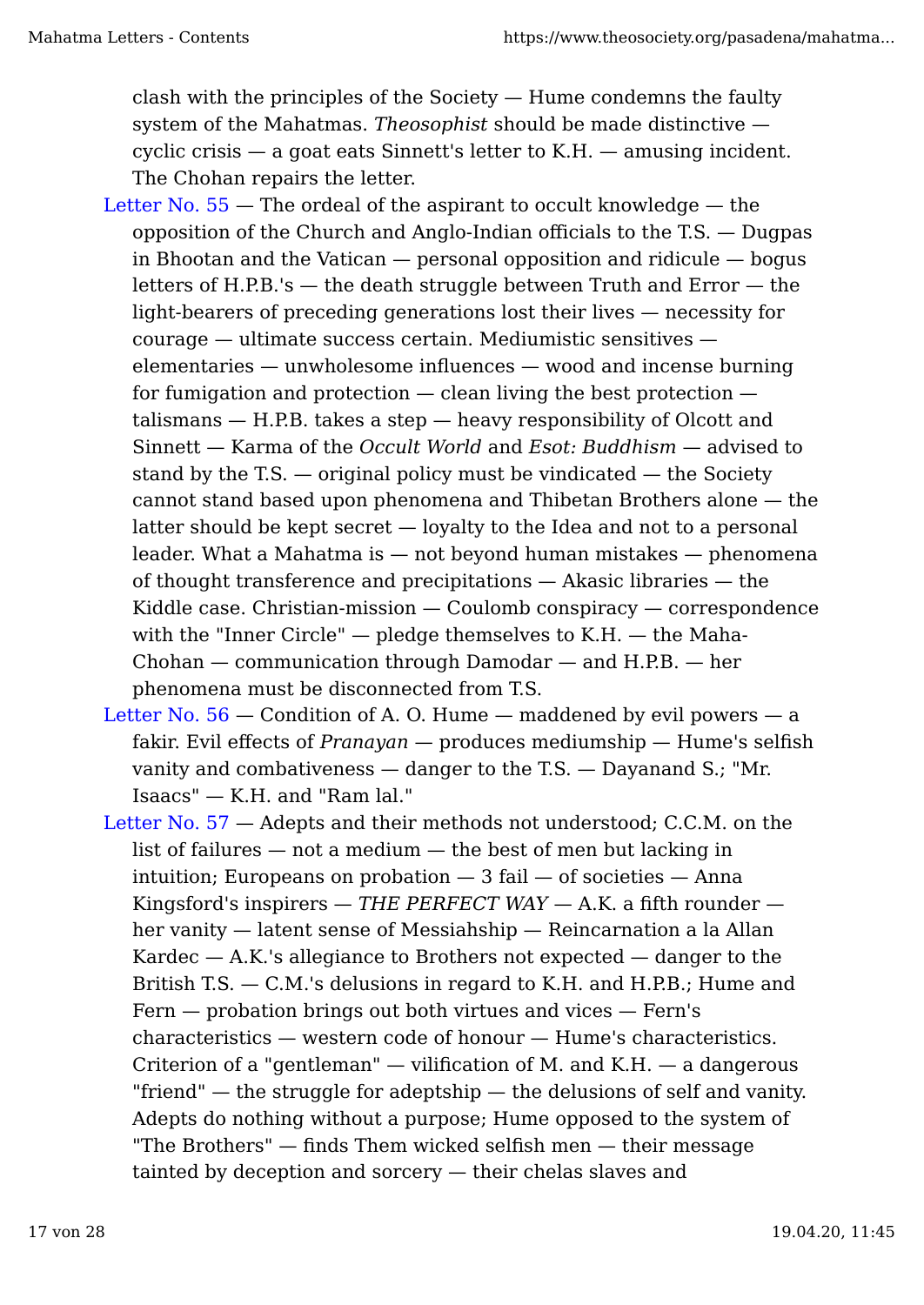clash with the principles of the Society — Hume condemns the faulty system of the Mahatmas. *Theosophist* should be made distinctive — cyclic crisis — a goat eats Sinnett's letter to K.H. — amusing incident. The Chohan repairs the letter.

Letter No. 55 — The ordeal of the aspirant to occult knowledge — the opposition of the Church and Anglo-Indian officials to the T.S. — Dugpas in Bhootan and the Vatican — personal opposition and ridicule — bogus letters of H.P.B.'s — the death struggle between Truth and Error — the light-bearers of preceding generations lost their lives — necessity for courage — ultimate success certain. Mediumistic sensitives — elementaries — unwholesome influences — wood and incense burning for fumigation and protection — clean living the best protection — talismans — H.P.B. takes a step — heavy responsibility of Olcott and Sinnett — Karma of the *Occult World* and *Esot: Buddhism* — advised to stand by the T.S. — original policy must be vindicated — the Society cannot stand based upon phenomena and Thibetan Brothers alone — the latter should be kept secret — loyalty to the Idea and not to a personal leader. What a Mahatma is — not beyond human mistakes — phenomena of thought transference and precipitations — Akasic libraries — the Kiddle case. Christian-mission — Coulomb conspiracy — correspondence with the "Inner Circle" — pledge themselves to K.H. — the Maha-Chohan — communication through Damodar — and H.P.B. — her phenomena must be disconnected from T.S.

Letter No. 56 — Condition of A. O. Hume — maddened by evil powers — a fakir. Evil effects of *Pranayan* — produces mediumship — Hume's selfish vanity and combativeness — danger to the T.S. — Dayanand S.; "Mr. Isaacs" — K.H. and "Ram lal."

Letter No. 57 — Adepts and their methods not understood; C.C.M. on the list of failures — not a medium — the best of men but lacking in intuition; Europeans on probation — 3 fail — of societies — Anna Kingsford's inspirers — *THE PERFECT WAY* — A.K. a fifth rounder — her vanity — latent sense of Messiahship — Reincarnation a la Allan Kardec — A.K.'s allegiance to Brothers not expected — danger to the British T.S. — C.M.'s delusions in regard to K.H. and H.P.B.; Hume and Fern — probation brings out both virtues and vices — Fern's characteristics — western code of honour — Hume's characteristics. Criterion of a "gentleman" — vilification of M. and K.H. — a dangerous "friend" — the struggle for adeptship — the delusions of self and vanity. Adepts do nothing without a purpose; Hume opposed to the system of "The Brothers" — finds Them wicked selfish men — their message tainted by deception and sorcery — their chelas slaves and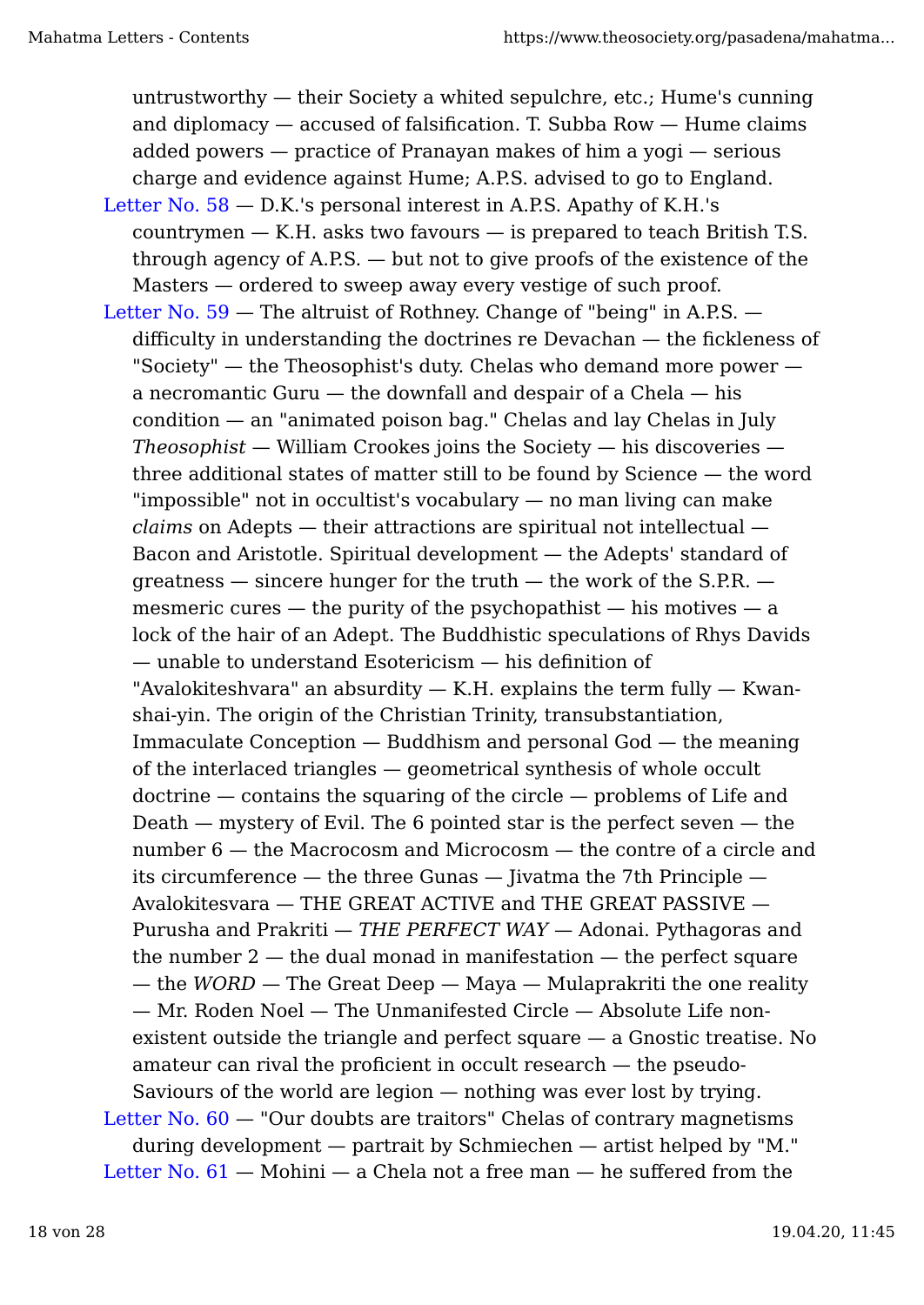untrustworthy — their Society a whited sepulchre, etc.; Hume's cunning and diplomacy — accused of falsification. T. Subba Row — Hume claims added powers — practice of Pranayan makes of him a yogi — serious charge and evidence against Hume; A.P.S. advised to go to England.

Letter No. 58 — D.K.'s personal interest in A.P.S. Apathy of K.H.'s countrymen — K.H. asks two favours — is prepared to teach British T.S. through agency of A.P.S. — but not to give proofs of the existence of the Masters — ordered to sweep away every vestige of such proof.

Letter No. 59 — The altruist of Rothney. Change of "being" in A.P.S. — difficulty in understanding the doctrines re Devachan — the fickleness of "Society" — the Theosophist's duty. Chelas who demand more power — a necromantic Guru — the downfall and despair of a Chela — his condition — an "animated poison bag." Chelas and lay Chelas in July *Theosophist* — William Crookes joins the Society — his discoveries — three additional states of matter still to be found by Science — the word "impossible" not in occultist's vocabulary — no man living can make *claims* on Adepts — their attractions are spiritual not intellectual — Bacon and Aristotle. Spiritual development — the Adepts' standard of greatness — sincere hunger for the truth — the work of the S.P.R. — mesmeric cures — the purity of the psychopathist — his motives — a lock of the hair of an Adept. The Buddhistic speculations of Rhys Davids — unable to understand Esotericism — his definition of "Avalokiteshvara" an absurdity — K.H. explains the term fully — Kwan-shai-yin. The origin of the Christian Trinity, transubstantiation, Immaculate Conception — Buddhism and personal God — the meaning of the interlaced triangles — geometrical synthesis of whole occult doctrine — contains the squaring of the circle — problems of Life and Death — mystery of Evil. The 6 pointed star is the perfect seven — the number 6 — the Macrocosm and Microcosm — the contre of a circle and its circumference — the three Gunas — Jivatma the 7th Principle — Avalokitesvara — THE GREAT ACTIVE and THE GREAT PASSIVE — Purusha and Prakriti — *THE PERFECT WAY* — Adonai. Pythagoras and the number 2 — the dual monad in manifestation — the perfect square — the *WORD* — The Great Deep — Maya — Mulaprakriti the one reality — Mr. Roden Noel — The Unmanifested Circle — Absolute Life non-existent outside the triangle and perfect square — a Gnostic treatise. No amateur can rival the proficient in occult research — the pseudo-Saviours of the world are legion — nothing was ever lost by trying.

Letter No. 60 — "Our doubts are traitors" Chelas of contrary magnetisms during development — partrait by Schmiechen — artist helped by "M."

Letter No. 61 — Mohini — a Chela not a free man — he suffered from the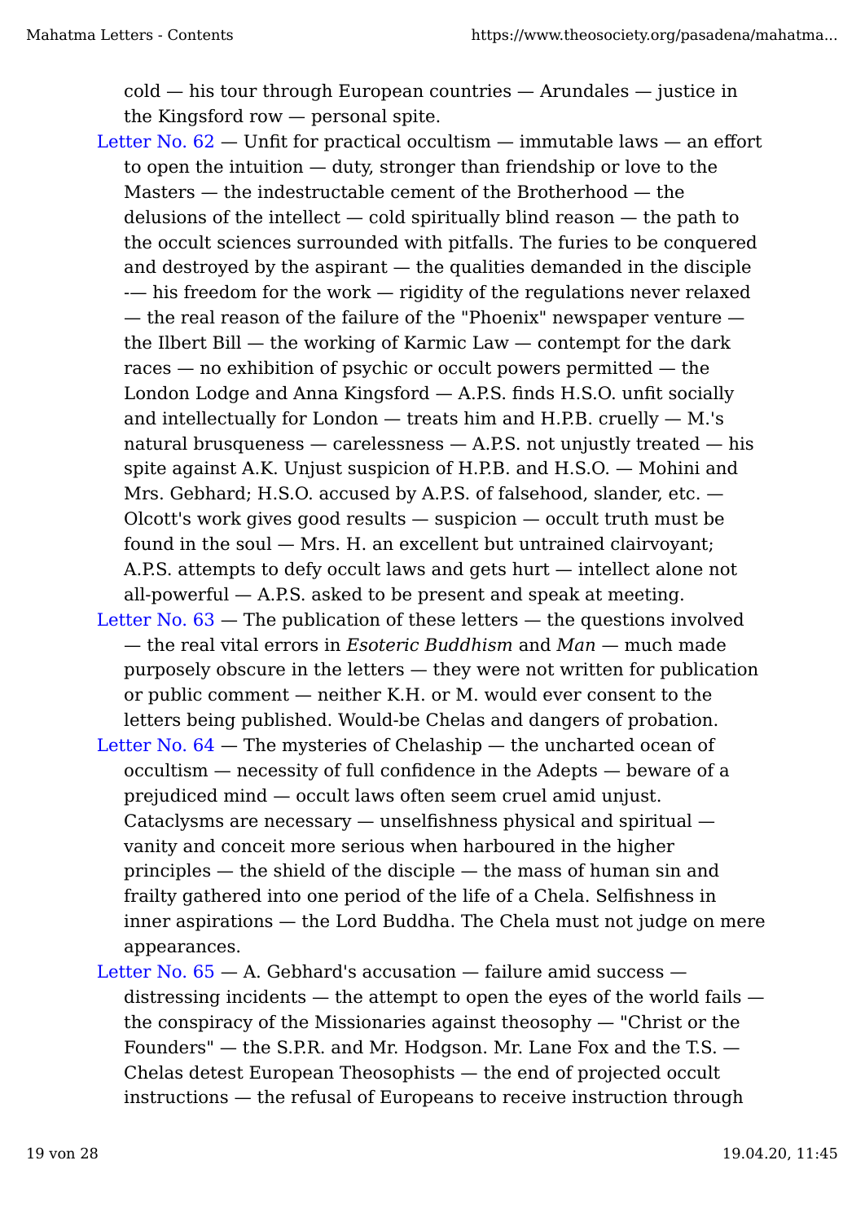cold — his tour through European countries — Arundales — justice in the Kingsford row — personal spite.

Letter No. 62 — Unfit for practical occultism — immutable laws — an effort to open the intuition — duty, stronger than friendship or love to the Masters — the indestructable cement of the Brotherhood — the delusions of the intellect — cold spiritually blind reason — the path to the occult sciences surrounded with pitfalls. The furies to be conquered and destroyed by the aspirant — the qualities demanded in the disciple -— his freedom for the work — rigidity of the regulations never relaxed — the real reason of the failure of the "Phoenix" newspaper venture — the Ilbert Bill — the working of Karmic Law — contempt for the dark races — no exhibition of psychic or occult powers permitted — the London Lodge and Anna Kingsford — A.P.S. finds H.S.O. unfit socially and intellectually for London — treats him and H.P.B. cruelly — M.'s natural brusqueness — carelessness — A.P.S. not unjustly treated — his spite against A.K. Unjust suspicion of H.P.B. and H.S.O. — Mohini and Mrs. Gebhard; H.S.O. accused by A.P.S. of falsehood, slander, etc. — Olcott's work gives good results — suspicion — occult truth must be found in the soul — Mrs. H. an excellent but untrained clairvoyant; A.P.S. attempts to defy occult laws and gets hurt — intellect alone not all-powerful — A.P.S. asked to be present and speak at meeting.

Letter No. 63 — The publication of these letters — the questions involved — the real vital errors in *Esoteric Buddhism* and *Man* — much made purposely obscure in the letters — they were not written for publication or public comment — neither K.H. or M. would ever consent to the letters being published. Would-be Chelas and dangers of probation.

Letter No. 64 — The mysteries of Chelaship — the uncharted ocean of occultism — necessity of full confidence in the Adepts — beware of a prejudiced mind — occult laws often seem cruel amid unjust. Cataclysms are necessary — unselfishness physical and spiritual — vanity and conceit more serious when harboured in the higher principles — the shield of the disciple — the mass of human sin and frailty gathered into one period of the life of a Chela. Selfishness in inner aspirations — the Lord Buddha. The Chela must not judge on mere appearances.

Letter No. 65 — A. Gebhard's accusation — failure amid success — distressing incidents — the attempt to open the eyes of the world fails — the conspiracy of the Missionaries against theosophy — "Christ or the Founders" — the S.P.R. and Mr. Hodgson. Mr. Lane Fox and the T.S. — Chelas detest European Theosophists — the end of projected occult instructions — the refusal of Europeans to receive instruction through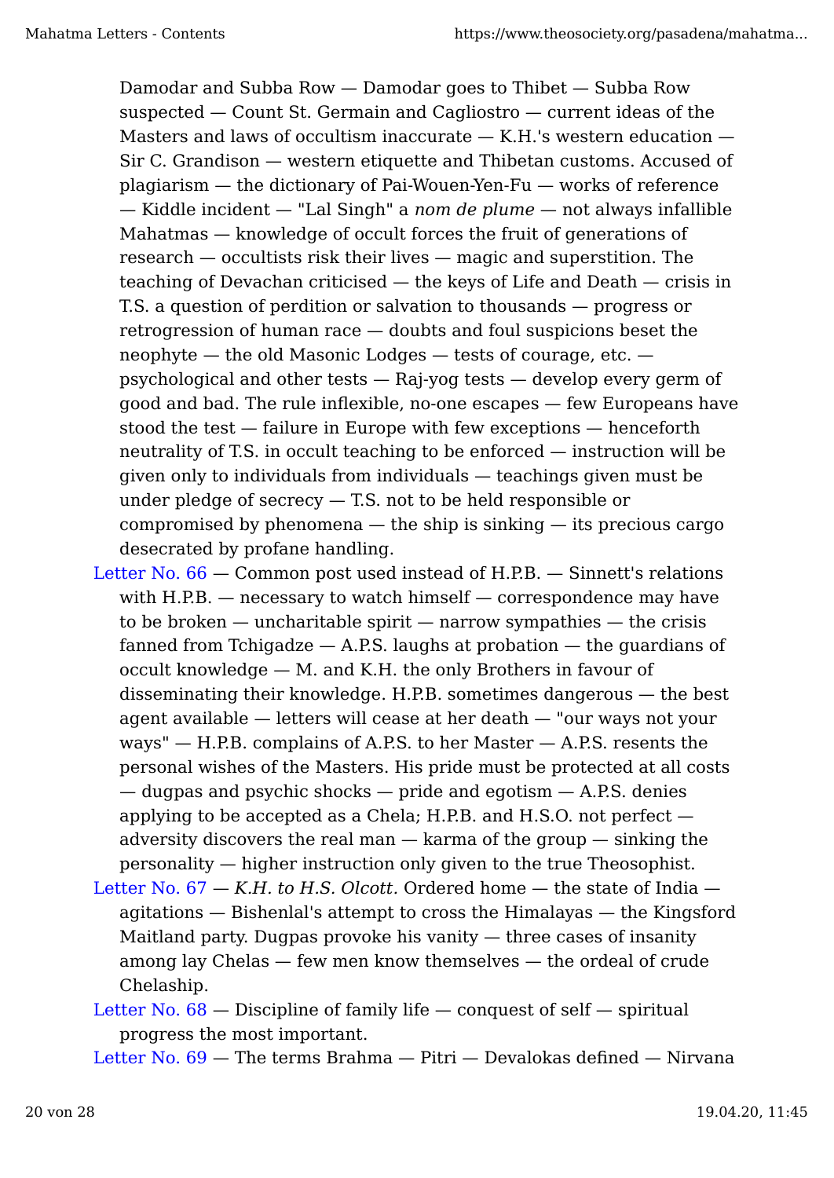Damodar and Subba Row — Damodar goes to Thibet — Subba Row suspected — Count St. Germain and Cagliostro — current ideas of the Masters and laws of occultism inaccurate — K.H.'s western education — Sir C. Grandison — western etiquette and Thibetan customs. Accused of plagiarism — the dictionary of Pai-Wouen-Yen-Fu — works of reference — Kiddle incident — "Lal Singh" a *nom de plume* — not always infallible Mahatmas — knowledge of occult forces the fruit of generations of research — occultists risk their lives — magic and superstition. The teaching of Devachan criticised — the keys of Life and Death — crisis in T.S. a question of perdition or salvation to thousands — progress or retrogression of human race — doubts and foul suspicions beset the neophyte — the old Masonic Lodges — tests of courage, etc. — psychological and other tests — Raj-yog tests — develop every germ of good and bad. The rule inflexible, no-one escapes — few Europeans have stood the test — failure in Europe with few exceptions — henceforth neutrality of T.S. in occult teaching to be enforced — instruction will be given only to individuals from individuals — teachings given must be under pledge of secrecy — T.S. not to be held responsible or compromised by phenomena — the ship is sinking — its precious cargo desecrated by profane handling.

Letter No. 66 — Common post used instead of H.P.B. — Sinnett's relations with H.P.B. — necessary to watch himself — correspondence may have to be broken — uncharitable spirit — narrow sympathies — the crisis fanned from Tchigadze — A.P.S. laughs at probation — the guardians of occult knowledge — M. and K.H. the only Brothers in favour of disseminating their knowledge. H.P.B. sometimes dangerous — the best agent available — letters will cease at her death — "our ways not your ways" — H.P.B. complains of A.P.S. to her Master — A.P.S. resents the personal wishes of the Masters. His pride must be protected at all costs — dugpas and psychic shocks — pride and egotism — A.P.S. denies applying to be accepted as a Chela; H.P.B. and H.S.O. not perfect — adversity discovers the real man — karma of the group — sinking the personality — higher instruction only given to the true Theosophist.

Letter No. 67 — *K.H. to H.S. Olcott.* Ordered home — the state of India — agitations — Bishenlal's attempt to cross the Himalayas — the Kingsford Maitland party. Dugpas provoke his vanity — three cases of insanity among lay Chelas — few men know themselves — the ordeal of crude Chelaship.

Letter No. 68 — Discipline of family life — conquest of self — spiritual progress the most important.

Letter No. 69 — The terms Brahma — Pitri — Devalokas defined — Nirvana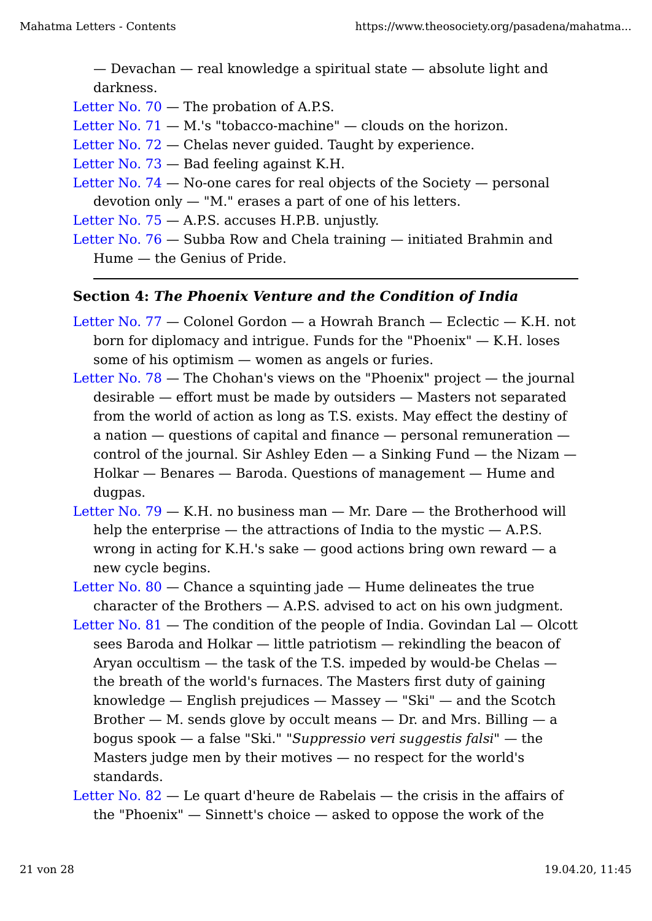— Devachan — real knowledge a spiritual state — absolute light and darkness.

Letter No. 70 — The probation of A.P.S.

Letter No. 71 — M.'s "tobacco-machine" — clouds on the horizon.

Letter No. 72 — Chelas never guided. Taught by experience.

Letter No. 73 — Bad feeling against K.H.

Letter No. 74 — No-one cares for real objects of the Society — personal devotion only — "M." erases a part of one of his letters.

Letter No. 75 — A.P.S. accuses H.P.B. unjustly.

Letter No. 76 — Subba Row and Chela training — initiated Brahmin and Hume — the Genius of Pride.

---

**Section 4: *The Phoenix Venture and the Condition of India***

Letter No. 77 — Colonel Gordon — a Howrah Branch — Eclectic — K.H. not born for diplomacy and intrigue. Funds for the "Phoenix" — K.H. loses some of his optimism — women as angels or furies.

Letter No. 78 — The Chohan's views on the "Phoenix" project — the journal desirable — effort must be made by outsiders — Masters not separated from the world of action as long as T.S. exists. May effect the destiny of a nation — questions of capital and finance — personal remuneration — control of the journal. Sir Ashley Eden — a Sinking Fund — the Nizam — Holkar — Benares — Baroda. Questions of management — Hume and dugpas.

Letter No. 79 — K.H. no business man — Mr. Dare — the Brotherhood will help the enterprise — the attractions of India to the mystic — A.P.S. wrong in acting for K.H.'s sake — good actions bring own reward — a new cycle begins.

Letter No. 80 — Chance a squinting jade — Hume delineates the true character of the Brothers — A.P.S. advised to act on his own judgment.

Letter No. 81 — The condition of the people of India. Govindan Lal — Olcott sees Baroda and Holkar — little patriotism — rekindling the beacon of Aryan occultism — the task of the T.S. impeded by would-be Chelas — the breath of the world's furnaces. The Masters first duty of gaining knowledge — English prejudices — Massey — "Ski" — and the Scotch Brother — M. sends glove by occult means — Dr. and Mrs. Billing — a bogus spook — a false "Ski." "*Suppressio veri suggestis falsi*" — the Masters judge men by their motives — no respect for the world's standards.

Letter No. 82 — Le quart d'heure de Rabelais — the crisis in the affairs of the "Phoenix" — Sinnett's choice — asked to oppose the work of the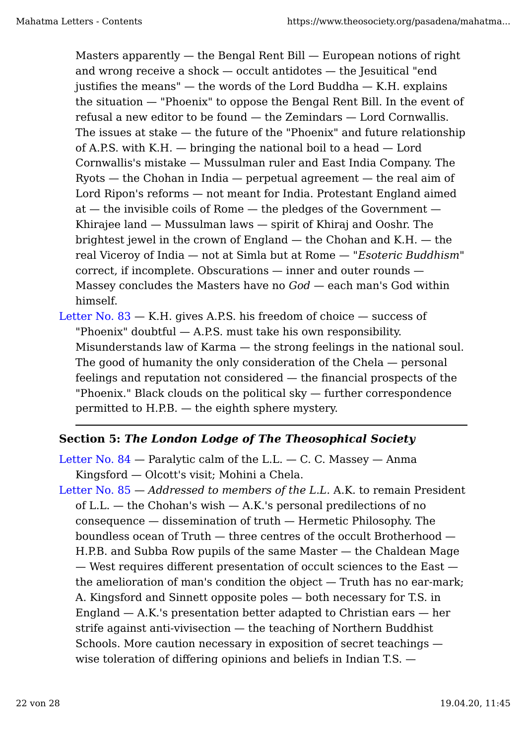Masters apparently — the Bengal Rent Bill — European notions of right and wrong receive a shock — occult antidotes — the Jesuitical "end justifies the means" — the words of the Lord Buddha — K.H. explains the situation — "Phoenix" to oppose the Bengal Rent Bill. In the event of refusal a new editor to be found — the Zemindars — Lord Cornwallis. The issues at stake — the future of the "Phoenix" and future relationship of A.P.S. with K.H. — bringing the national boil to a head — Lord Cornwallis's mistake — Mussulman ruler and East India Company. The Ryots — the Chohan in India — perpetual agreement — the real aim of Lord Ripon's reforms — not meant for India. Protestant England aimed at — the invisible coils of Rome — the pledges of the Government — Khirajee land — Mussulman laws — spirit of Khiraj and Ooshr. The brightest jewel in the crown of England — the Chohan and K.H. — the real Viceroy of India — not at Simla but at Rome — "*Esoteric Buddhism*" correct, if incomplete. Obscurations — inner and outer rounds — Massey concludes the Masters have no *God* — each man's God within himself.

Letter No. 83 — K.H. gives A.P.S. his freedom of choice — success of "Phoenix" doubtful — A.P.S. must take his own responsibility. Misunderstands law of Karma — the strong feelings in the national soul. The good of humanity the only consideration of the Chela — personal feelings and reputation not considered — the financial prospects of the "Phoenix." Black clouds on the political sky — further correspondence permitted to H.P.B. — the eighth sphere mystery.

---

### Section 5: *The London Lodge of The Theosophical Society*

Letter No. 84 — Paralytic calm of the L.L. — C. C. Massey — Anma Kingsford — Olcott's visit; Mohini a Chela.

Letter No. 85 — *Addressed to members of the L.L.* A.K. to remain President of L.L. — the Chohan's wish — A.K.'s personal predilections of no consequence — dissemination of truth — Hermetic Philosophy. The boundless ocean of Truth — three centres of the occult Brotherhood — H.P.B. and Subba Row pupils of the same Master — the Chaldean Mage — West requires different presentation of occult sciences to the East — the amelioration of man's condition the object — Truth has no ear-mark; A. Kingsford and Sinnett opposite poles — both necessary for T.S. in England — A.K.'s presentation better adapted to Christian ears — her strife against anti-vivisection — the teaching of Northern Buddhist Schools. More caution necessary in exposition of secret teachings — wise toleration of differing opinions and beliefs in Indian T.S. —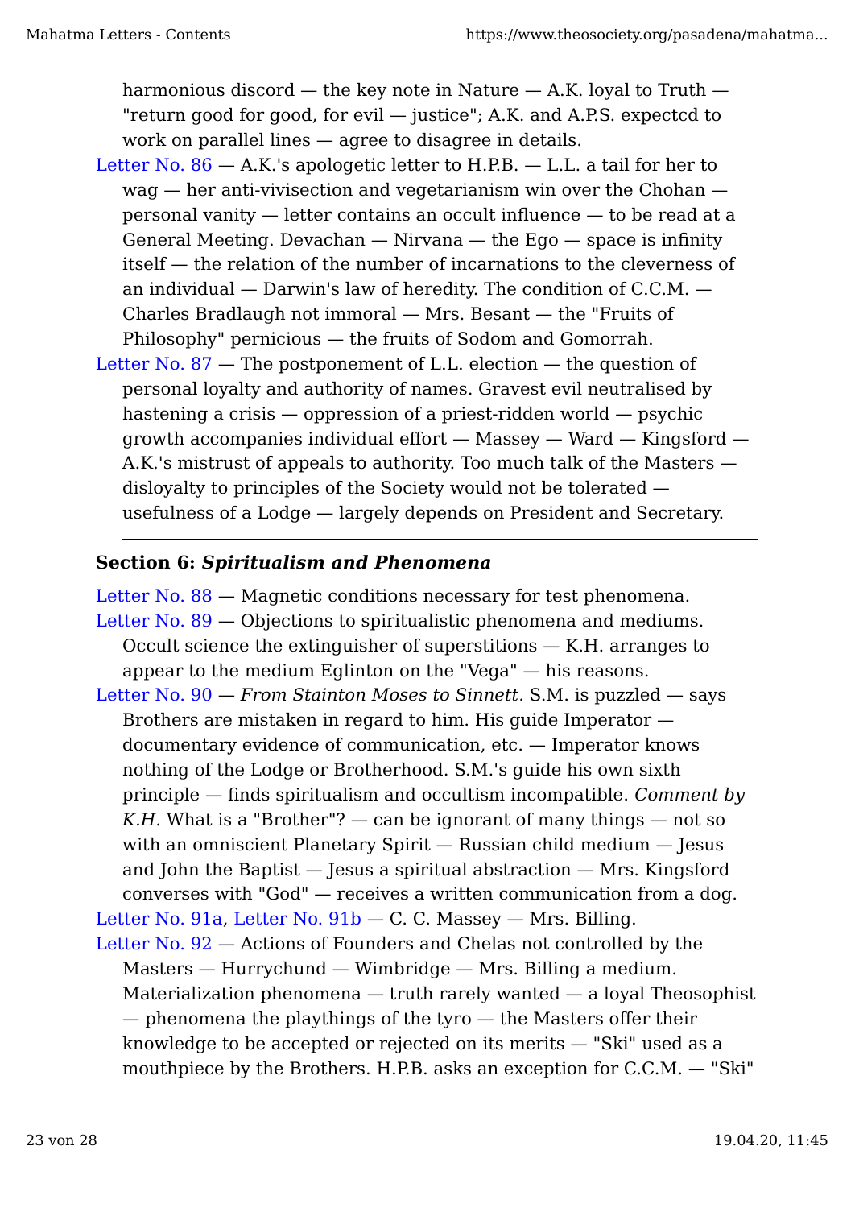harmonious discord — the key note in Nature — A.K. loyal to Truth — "return good for good, for evil — justice"; A.K. and A.P.S. expectcd to work on parallel lines — agree to disagree in details.

Letter No. 86 — A.K.'s apologetic letter to H.P.B. — L.L. a tail for her to wag — her anti-vivisection and vegetarianism win over the Chohan — personal vanity — letter contains an occult influence — to be read at a General Meeting. Devachan — Nirvana — the Ego — space is infinity itself — the relation of the number of incarnations to the cleverness of an individual — Darwin's law of heredity. The condition of C.C.M. — Charles Bradlaugh not immoral — Mrs. Besant — the "Fruits of Philosophy" pernicious — the fruits of Sodom and Gomorrah.

Letter No. 87 — The postponement of L.L. election — the question of personal loyalty and authority of names. Gravest evil neutralised by hastening a crisis — oppression of a priest-ridden world — psychic growth accompanies individual effort — Massey — Ward — Kingsford — A.K.'s mistrust of appeals to authority. Too much talk of the Masters — disloyalty to principles of the Society would not be tolerated — usefulness of a Lodge — largely depends on President and Secretary.

---

### Section 6: *Spiritualism and Phenomena*

Letter No. 88 — Magnetic conditions necessary for test phenomena.

Letter No. 89 — Objections to spiritualistic phenomena and mediums. Occult science the extinguisher of superstitions — K.H. arranges to appear to the medium Eglinton on the "Vega" — his reasons.

Letter No. 90 — *From Stainton Moses to Sinnett*. S.M. is puzzled — says Brothers are mistaken in regard to him. His guide Imperator — documentary evidence of communication, etc. — Imperator knows nothing of the Lodge or Brotherhood. S.M.'s guide his own sixth principle — finds spiritualism and occultism incompatible. *Comment by K.H.* What is a "Brother"? — can be ignorant of many things — not so with an omniscient Planetary Spirit — Russian child medium — Jesus and John the Baptist — Jesus a spiritual abstraction — Mrs. Kingsford converses with "God" — receives a written communication from a dog.

Letter No. 91a, Letter No. 91b — C. C. Massey — Mrs. Billing.

Letter No. 92 — Actions of Founders and Chelas not controlled by the Masters — Hurrychund — Wimbridge — Mrs. Billing a medium. Materialization phenomena — truth rarely wanted — a loyal Theosophist — phenomena the playthings of the tyro — the Masters offer their knowledge to be accepted or rejected on its merits — "Ski" used as a mouthpiece by the Brothers. H.P.B. asks an exception for C.C.M. — "Ski"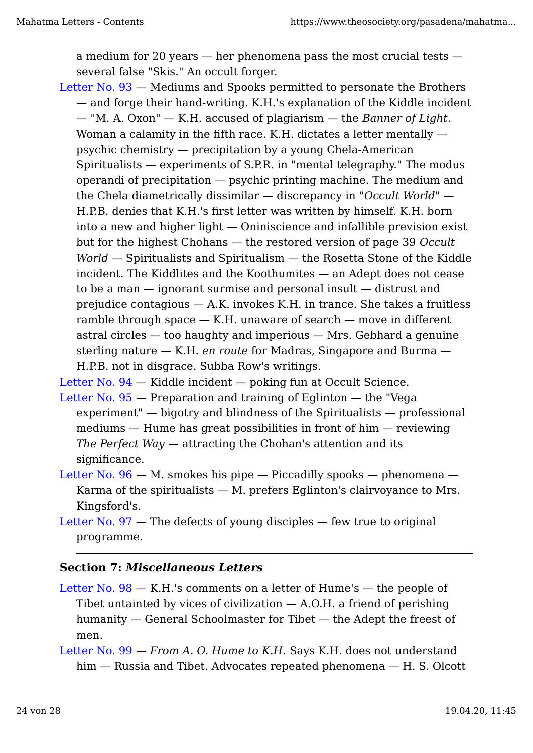a medium for 20 years — her phenomena pass the most crucial tests — several false "Skis." An occult forger.

- Letter No. 93 — Mediums and Spooks permitted to personate the Brothers — and forge their hand-writing. K.H.'s explanation of the Kiddle incident — "M. A. Oxon" — K.H. accused of plagiarism — the *Banner of Light*. Woman a calamity in the fifth race. K.H. dictates a letter mentally — psychic chemistry — precipitation by a young Chela-American Spiritualists — experiments of S.P.R. in "mental telegraphy." The modus operandi of precipitation — psychic printing machine. The medium and the Chela diametrically dissimilar — discrepancy in "*Occult World*" — H.P.B. denies that K.H.'s first letter was written by himself. K.H. born into a new and higher light — Oniniscience and infallible prevision exist but for the highest Chohans — the restored version of page 39 *Occult World* — Spiritualists and Spiritualism — the Rosetta Stone of the Kiddle incident. The Kiddlites and the Koothumites — an Adept does not cease to be a man — ignorant surmise and personal insult — distrust and prejudice contagious — A.K. invokes K.H. in trance. She takes a fruitless ramble through space — K.H. unaware of search — move in different astral circles — too haughty and imperious — Mrs. Gebhard a genuine sterling nature — K.H. *en route* for Madras, Singapore and Burma — H.P.B. not in disgrace. Subba Row's writings.
- Letter No. 94 — Kiddle incident — poking fun at Occult Science.
- Letter No. 95 — Preparation and training of Eglinton — the "Vega experiment" — bigotry and blindness of the Spiritualists — professional mediums — Hume has great possibilities in front of him — reviewing *The Perfect Way* — attracting the Chohan's attention and its significance.
- Letter No. 96 — M. smokes his pipe — Piccadilly spooks — phenomena — Karma of the spiritualists — M. prefers Eglinton's clairvoyance to Mrs. Kingsford's.
- Letter No. 97 — The defects of young disciples — few true to original programme.

---

### Section 7: *Miscellaneous Letters*

- Letter No. 98 — K.H.'s comments on a letter of Hume's — the people of Tibet untainted by vices of civilization — A.O.H. a friend of perishing humanity — General Schoolmaster for Tibet — the Adept the freest of men.
- Letter No. 99 — *From A. O. Hume to K.H.* Says K.H. does not understand him — Russia and Tibet. Advocates repeated phenomena — H. S. Olcott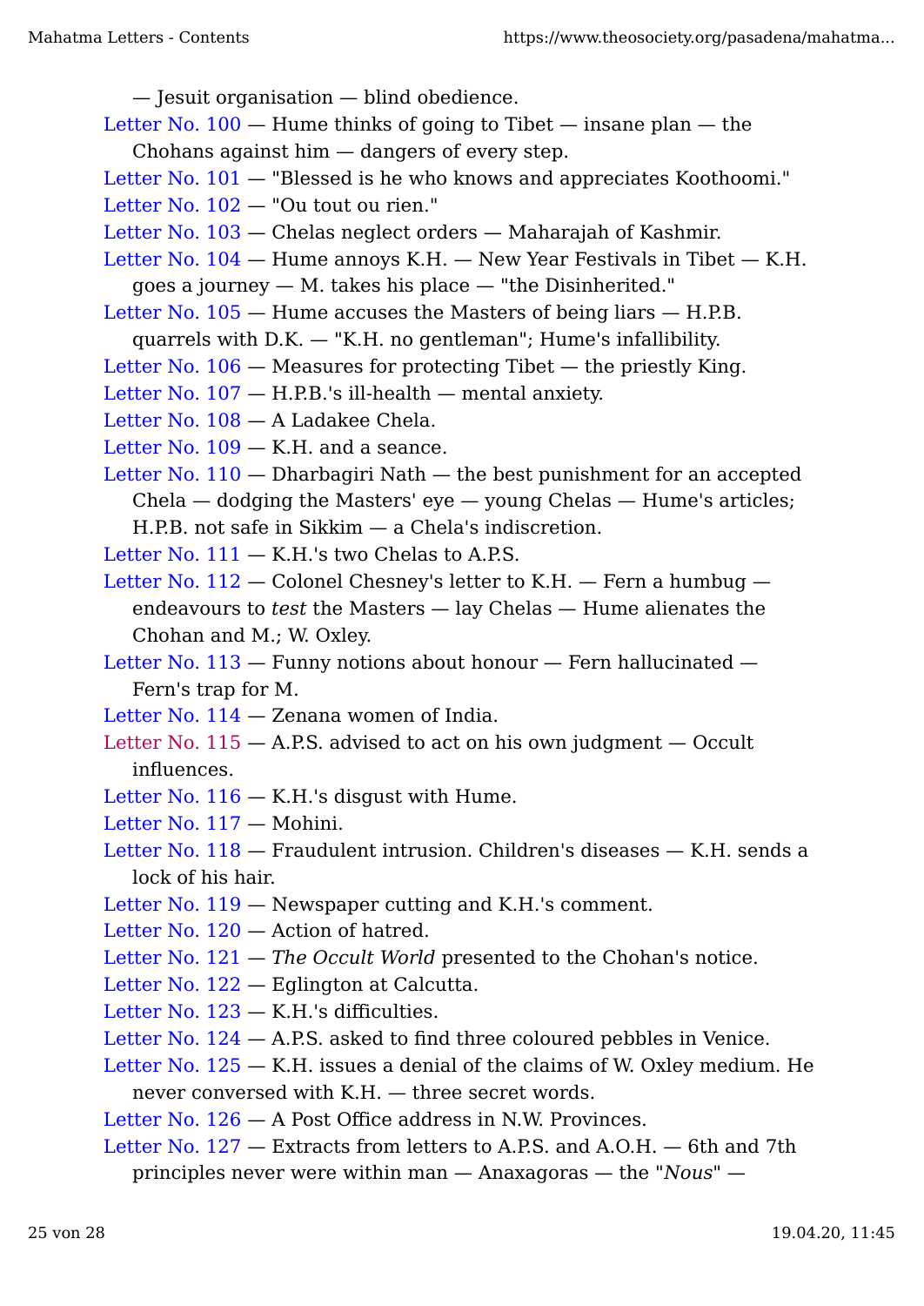— Jesuit organisation — blind obedience.

Letter No. 100 — Hume thinks of going to Tibet — insane plan — the Chohans against him — dangers of every step.

Letter No. 101 — "Blessed is he who knows and appreciates Koothoomi."

Letter No. 102 — "Ou tout ou rien."

Letter No. 103 — Chelas neglect orders — Maharajah of Kashmir.

Letter No. 104 — Hume annoys K.H. — New Year Festivals in Tibet — K.H. goes a journey — M. takes his place — "the Disinherited."

Letter No. 105 — Hume accuses the Masters of being liars — H.P.B. quarrels with D.K. — "K.H. no gentleman"; Hume's infallibility.

Letter No. 106 — Measures for protecting Tibet — the priestly King.

Letter No. 107 — H.P.B.'s ill-health — mental anxiety.

Letter No. 108 — A Ladakee Chela.

Letter No. 109 — K.H. and a seance.

Letter No. 110 — Dharbagiri Nath — the best punishment for an accepted Chela — dodging the Masters' eye — young Chelas — Hume's articles; H.P.B. not safe in Sikkim — a Chela's indiscretion.

Letter No. 111 — K.H.'s two Chelas to A.P.S.

Letter No. 112 — Colonel Chesney's letter to K.H. — Fern a humbug — endeavours to *test* the Masters — lay Chelas — Hume alienates the Chohan and M.; W. Oxley.

Letter No. 113 — Funny notions about honour — Fern hallucinated — Fern's trap for M.

Letter No. 114 — Zenana women of India.

Letter No. 115 — A.P.S. advised to act on his own judgment — Occult influences.

Letter No. 116 — K.H.'s disgust with Hume.

Letter No. 117 — Mohini.

Letter No. 118 — Fraudulent intrusion. Children's diseases — K.H. sends a lock of his hair.

Letter No. 119 — Newspaper cutting and K.H.'s comment.

Letter No. 120 — Action of hatred.

Letter No. 121 — *The Occult World* presented to the Chohan's notice.

Letter No. 122 — Eglington at Calcutta.

Letter No. 123 — K.H.'s difficulties.

Letter No. 124 — A.P.S. asked to find three coloured pebbles in Venice.

Letter No. 125 — K.H. issues a denial of the claims of W. Oxley medium. He never conversed with K.H. — three secret words.

Letter No. 126 — A Post Office address in N.W. Provinces.

Letter No. 127 — Extracts from letters to A.P.S. and A.O.H. — 6th and 7th principles never were within man — Anaxagoras — the "*Nous*" —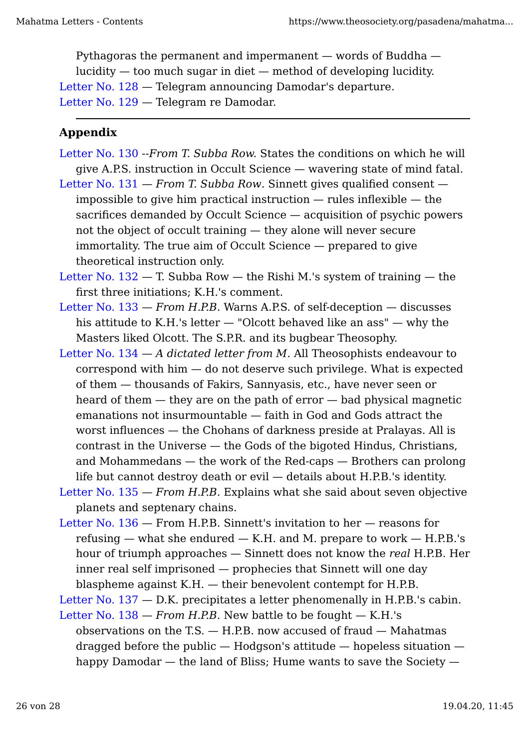Pythagoras the permanent and impermanent — words of Buddha — lucidity — too much sugar in diet — method of developing lucidity.

Letter No. 128 — Telegram announcing Damodar's departure.

Letter No. 129 — Telegram re Damodar.

---

**Appendix**

Letter No. 130 --*From T. Subba Row*. States the conditions on which he will give A.P.S. instruction in Occult Science — wavering state of mind fatal.

Letter No. 131 — *From T. Subba Row*. Sinnett gives qualified consent — impossible to give him practical instruction — rules inflexible — the sacrifices demanded by Occult Science — acquisition of psychic powers not the object of occult training — they alone will never secure immortality. The true aim of Occult Science — prepared to give theoretical instruction only.

Letter No. 132 — T. Subba Row — the Rishi M.'s system of training — the first three initiations; K.H.'s comment.

Letter No. 133 — *From H.P.B.* Warns A.P.S. of self-deception — discusses his attitude to K.H.'s letter — "Olcott behaved like an ass" — why the Masters liked Olcott. The S.P.R. and its bugbear Theosophy.

Letter No. 134 — *A dictated letter from M.* All Theosophists endeavour to correspond with him — do not deserve such privilege. What is expected of them — thousands of Fakirs, Sannyasis, etc., have never seen or heard of them — they are on the path of error — bad physical magnetic emanations not insurmountable — faith in God and Gods attract the worst influences — the Chohans of darkness preside at Pralayas. All is contrast in the Universe — the Gods of the bigoted Hindus, Christians, and Mohammedans — the work of the Red-caps — Brothers can prolong life but cannot destroy death or evil — details about H.P.B.'s identity.

Letter No. 135 — *From H.P.B.* Explains what she said about seven objective planets and septenary chains.

Letter No. 136 — From H.P.B. Sinnett's invitation to her — reasons for refusing — what she endured — K.H. and M. prepare to work — H.P.B.'s hour of triumph approaches — Sinnett does not know the *real* H.P.B. Her inner real self imprisoned — prophecies that Sinnett will one day blaspheme against K.H. — their benevolent contempt for H.P.B.

Letter No. 137 — D.K. precipitates a letter phenomenally in H.P.B.'s cabin.

Letter No. 138 — *From H.P.B*. New battle to be fought — K.H.'s observations on the T.S. — H.P.B. now accused of fraud — Mahatmas dragged before the public — Hodgson's attitude — hopeless situation — happy Damodar — the land of Bliss; Hume wants to save the Society —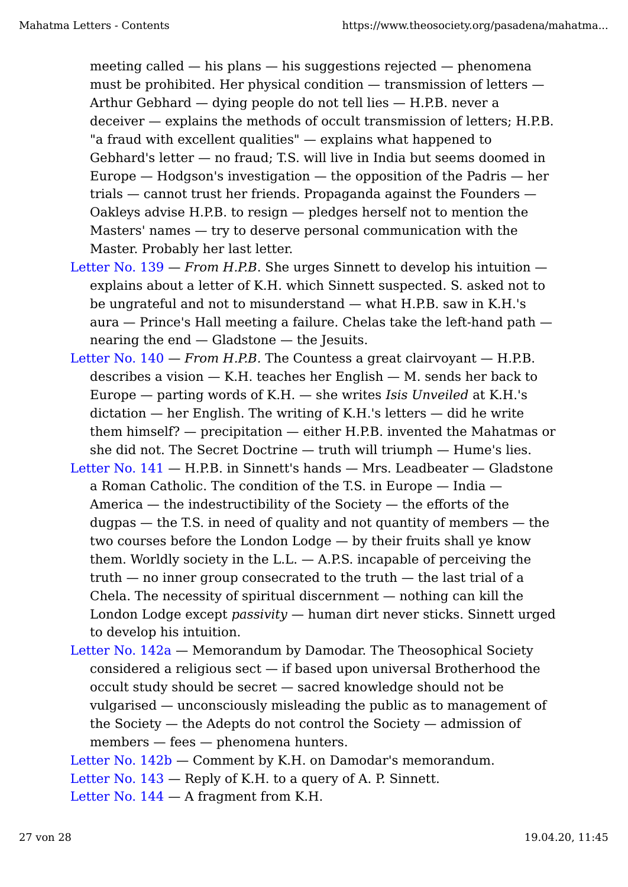meeting called — his plans — his suggestions rejected — phenomena must be prohibited. Her physical condition — transmission of letters — Arthur Gebhard — dying people do not tell lies — H.P.B. never a deceiver — explains the methods of occult transmission of letters; H.P.B. "a fraud with excellent qualities" — explains what happened to Gebhard's letter — no fraud; T.S. will live in India but seems doomed in Europe — Hodgson's investigation — the opposition of the Padris — her trials — cannot trust her friends. Propaganda against the Founders — Oakleys advise H.P.B. to resign — pledges herself not to mention the Masters' names — try to deserve personal communication with the Master. Probably her last letter.

- Letter No. 139 — *From H.P.B.* She urges Sinnett to develop his intuition — explains about a letter of K.H. which Sinnett suspected. S. asked not to be ungrateful and not to misunderstand — what H.P.B. saw in K.H.'s aura — Prince's Hall meeting a failure. Chelas take the left-hand path — nearing the end — Gladstone — the Jesuits.
- Letter No. 140 — *From H.P.B.* The Countess a great clairvoyant — H.P.B. describes a vision — K.H. teaches her English — M. sends her back to Europe — parting words of K.H. — she writes *Isis Unveiled* at K.H.'s dictation — her English. The writing of K.H.'s letters — did he write them himself? — precipitation — either H.P.B. invented the Mahatmas or she did not. The Secret Doctrine — truth will triumph — Hume's lies.
- Letter No. 141 — H.P.B. in Sinnett's hands — Mrs. Leadbeater — Gladstone a Roman Catholic. The condition of the T.S. in Europe — India — America — the indestructibility of the Society — the efforts of the dugpas — the T.S. in need of quality and not quantity of members — the two courses before the London Lodge — by their fruits shall ye know them. Worldly society in the L.L. — A.P.S. incapable of perceiving the truth — no inner group consecrated to the truth — the last trial of a Chela. The necessity of spiritual discernment — nothing can kill the London Lodge except *passivity* — human dirt never sticks. Sinnett urged to develop his intuition.
- Letter No. 142a — Memorandum by Damodar. The Theosophical Society considered a religious sect — if based upon universal Brotherhood the occult study should be secret — sacred knowledge should not be vulgarised — unconsciously misleading the public as to management of the Society — the Adepts do not control the Society — admission of members — fees — phenomena hunters.
- Letter No. 142b — Comment by K.H. on Damodar's memorandum.
- Letter No. 143 — Reply of K.H. to a query of A. P. Sinnett.
- Letter No. 144 — A fragment from K.H.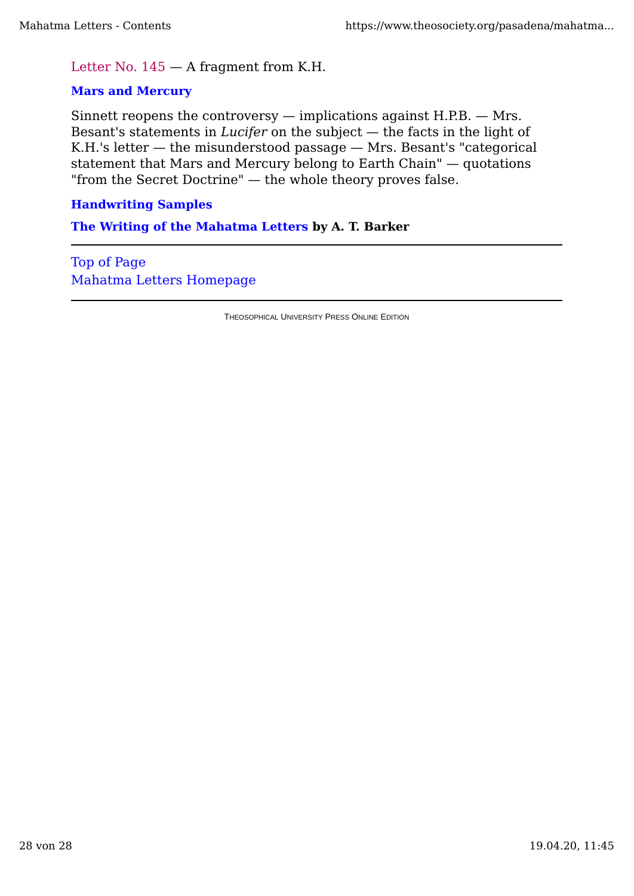Letter No. 145 — A fragment from K.H.

**Mars and Mercury**

Sinnett reopens the controversy — implications against H.P.B. — Mrs. Besant's statements in *Lucifer* on the subject — the facts in the light of K.H.'s letter — the misunderstood passage — Mrs. Besant's "categorical statement that Mars and Mercury belong to Earth Chain" — quotations "from the Secret Doctrine" — the whole theory proves false.

**Handwriting Samples**

**The Writing of the Mahatma Letters by A. T. Barker**

---

Top of Page
Mahatma Letters Homepage

---

THEOSOPHICAL UNIVERSITY PRESS ONLINE EDITION